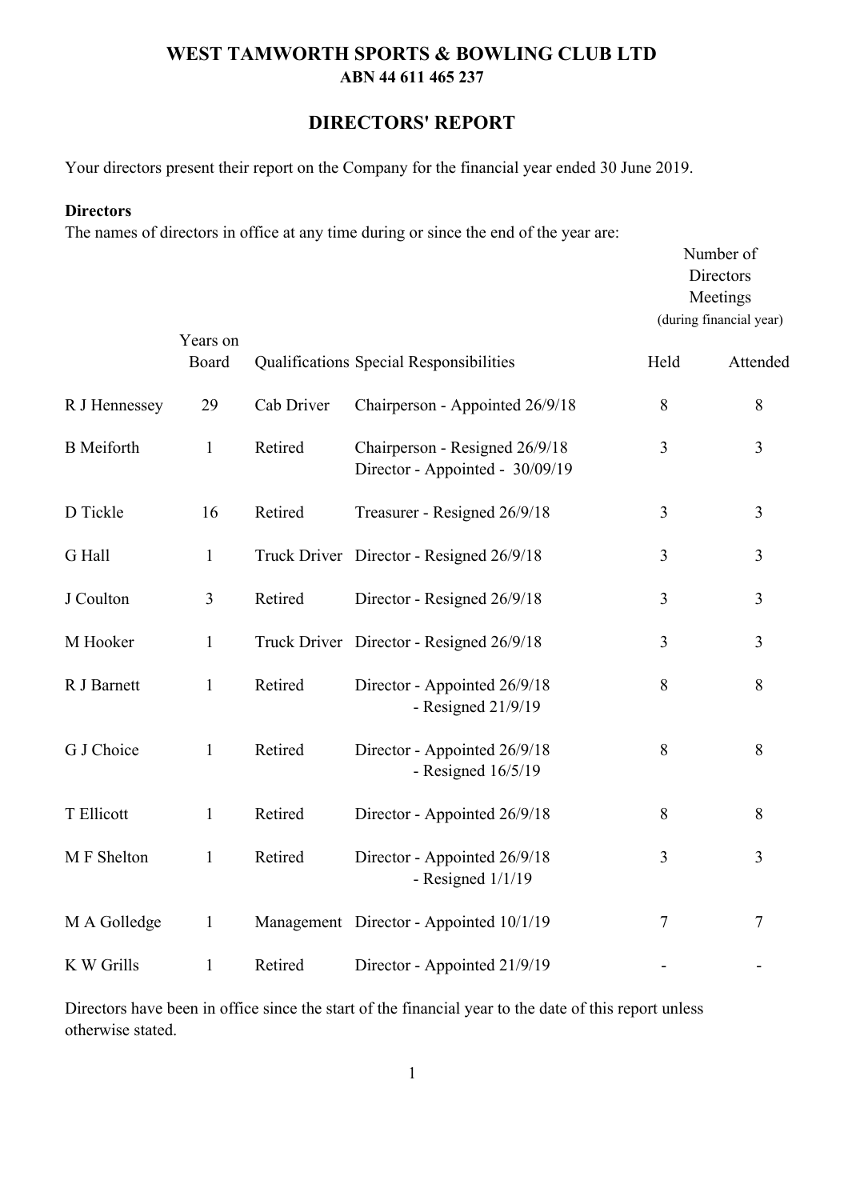# WEST TAMWORTH SPORTS & BOWLING CLUB LTD

**ABN 44 611 465 237**

## DIRECTORS' REPORT

Your directors present their report on the Company for the financial year ended 30 June 2019.

**Directors**

The names of directors in office at any time during or since the end of the year are:

| | Years on Board | Qualifications | Special Responsibilities | Number of Directors Meetings (during financial year) Held | Attended |
|---|---|---|---|---|---|
| R J Hennessey | 29 | Cab Driver | Chairperson - Appointed 26/9/18 | 8 | 8 |
| B Meiforth | 1 | Retired | Chairperson - Resigned 26/9/18 Director - Appointed - 30/09/19 | 3 | 3 |
| D Tickle | 16 | Retired | Treasurer - Resigned 26/9/18 | 3 | 3 |
| G Hall | 1 | Truck Driver | Director - Resigned 26/9/18 | 3 | 3 |
| J Coulton | 3 | Retired | Director - Resigned 26/9/18 | 3 | 3 |
| M Hooker | 1 | Truck Driver | Director - Resigned 26/9/18 | 3 | 3 |
| R J Barnett | 1 | Retired | Director - Appointed 26/9/18 - Resigned 21/9/19 | 8 | 8 |
| G J Choice | 1 | Retired | Director - Appointed 26/9/18 - Resigned 16/5/19 | 8 | 8 |
| T Ellicott | 1 | Retired | Director - Appointed 26/9/18 | 8 | 8 |
| M F Shelton | 1 | Retired | Director - Appointed 26/9/18 - Resigned 1/1/19 | 3 | 3 |
| M A Golledge | 1 | Management | Director - Appointed 10/1/19 | 7 | 7 |
| K W Grills | 1 | Retired | Director - Appointed 21/9/19 | - | - |

Directors have been in office since the start of the financial year to the date of this report unless otherwise stated.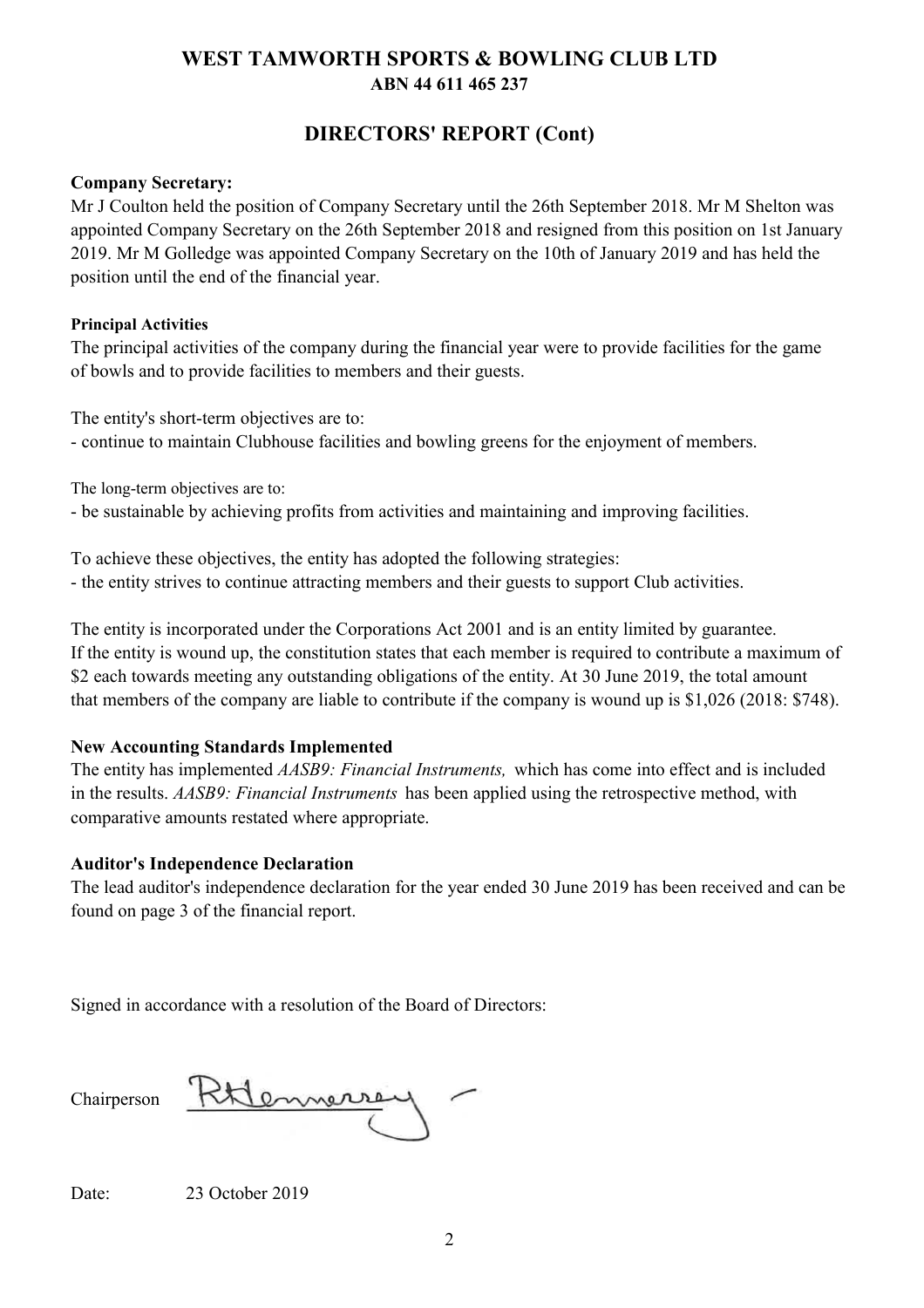# WEST TAMWORTH SPORTS & BOWLING CLUB LTD

**ABN 44 611 465 237**

## DIRECTORS' REPORT (Cont)

**Company Secretary:**

Mr J Coulton held the position of Company Secretary until the 26th September 2018. Mr M Shelton was appointed Company Secretary on the 26th September 2018 and resigned from this position on 1st January 2019. Mr M Golledge was appointed Company Secretary on the 10th of January 2019 and has held the position until the end of the financial year.

**Principal Activities**

The principal activities of the company during the financial year were to provide facilities for the game of bowls and to provide facilities to members and their guests.

The entity's short-term objectives are to:
- continue to maintain Clubhouse facilities and bowling greens for the enjoyment of members.

The long-term objectives are to:
- be sustainable by achieving profits from activities and maintaining and improving facilities.

To achieve these objectives, the entity has adopted the following strategies:
- the entity strives to continue attracting members and their guests to support Club activities.

The entity is incorporated under the Corporations Act 2001 and is an entity limited by guarantee. If the entity is wound up, the constitution states that each member is required to contribute a maximum of $2 each towards meeting any outstanding obligations of the entity. At 30 June 2019, the total amount that members of the company are liable to contribute if the company is wound up is $1,026 (2018: $748).

**New Accounting Standards Implemented**

The entity has implemented *AASB9: Financial Instruments,* which has come into effect and is included in the results. *AASB9: Financial Instruments* has been applied using the retrospective method, with comparative amounts restated where appropriate.

**Auditor's Independence Declaration**

The lead auditor's independence declaration for the year ended 30 June 2019 has been received and can be found on page 3 of the financial report.

Signed in accordance with a resolution of the Board of Directors:

Chairperson

Date: 23 October 2019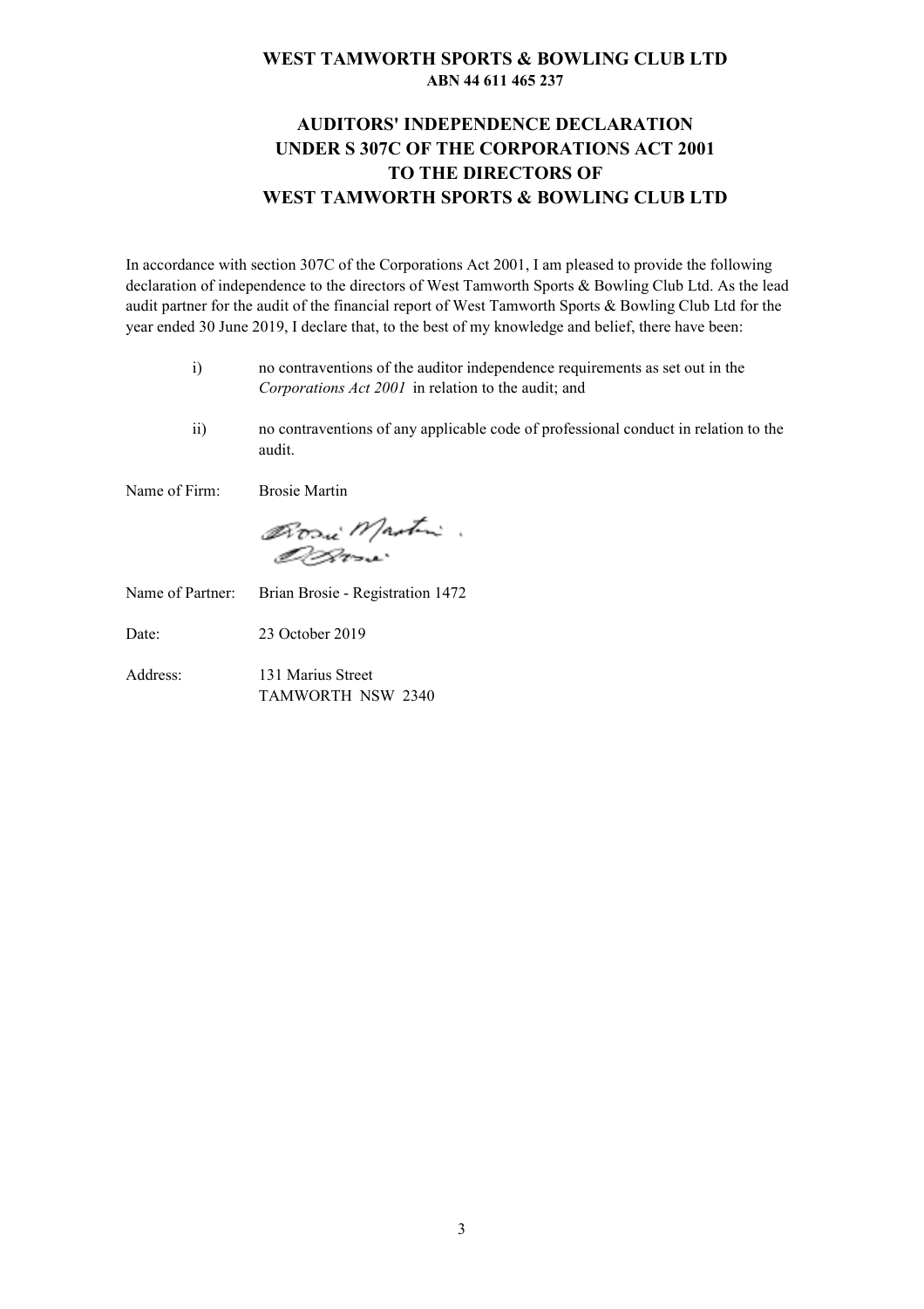**WEST TAMWORTH SPORTS & BOWLING CLUB LTD**
**ABN 44 611 465 237**

# AUDITORS' INDEPENDENCE DECLARATION UNDER S 307C OF THE CORPORATIONS ACT 2001 TO THE DIRECTORS OF WEST TAMWORTH SPORTS & BOWLING CLUB LTD

In accordance with section 307C of the Corporations Act 2001, I am pleased to provide the following declaration of independence to the directors of West Tamworth Sports & Bowling Club Ltd. As the lead audit partner for the audit of the financial report of West Tamworth Sports & Bowling Club Ltd for the year ended 30 June 2019, I declare that, to the best of my knowledge and belief, there have been:

i) no contraventions of the auditor independence requirements as set out in the *Corporations Act 2001* in relation to the audit; and

ii) no contraventions of any applicable code of professional conduct in relation to the audit.

Name of Firm: Brosie Martin

Name of Partner: Brian Brosie - Registration 1472

Date: 23 October 2019

Address: 131 Marius Street
TAMWORTH NSW 2340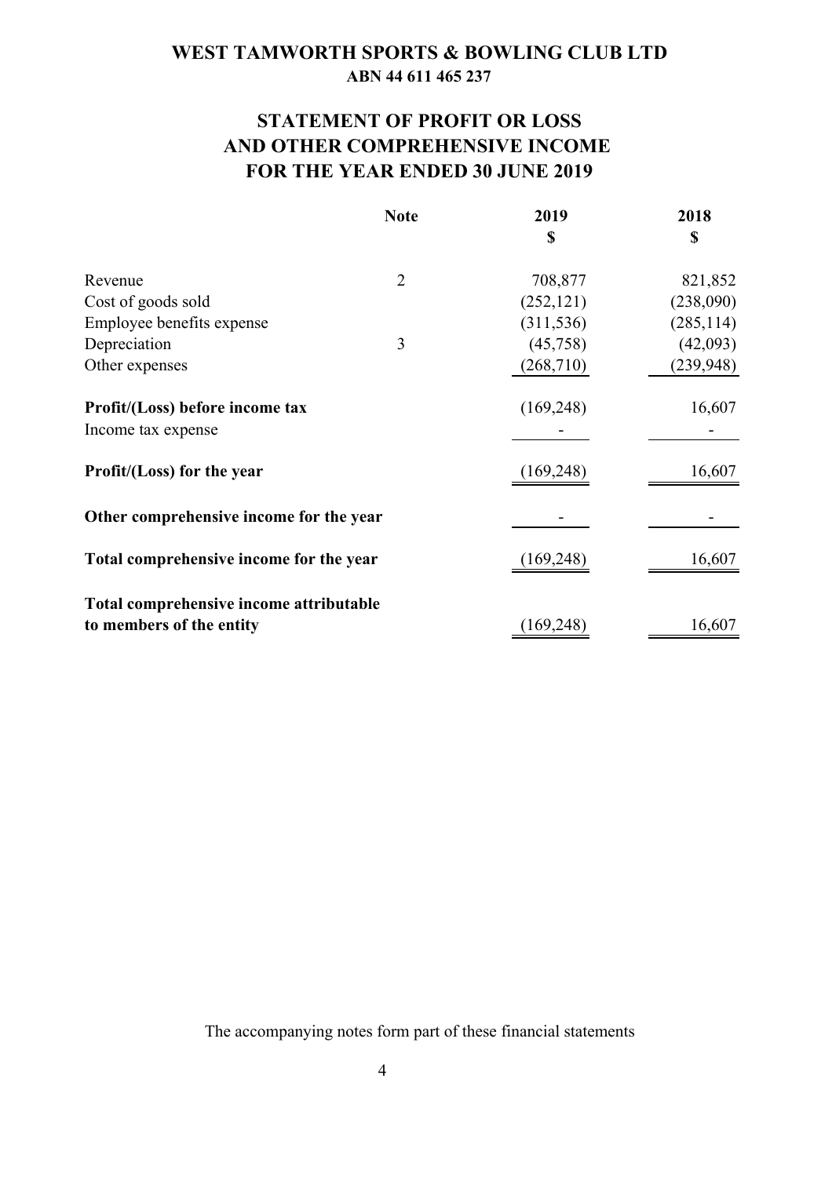# WEST TAMWORTH SPORTS & BOWLING CLUB LTD

**ABN 44 611 465 237**

## STATEMENT OF PROFIT OR LOSS AND OTHER COMPREHENSIVE INCOME FOR THE YEAR ENDED 30 JUNE 2019

| | Note | 2019 $ | 2018 $ |
|---|---|---|---|
| Revenue | 2 | 708,877 | 821,852 |
| Cost of goods sold | | (252,121) | (238,090) |
| Employee benefits expense | | (311,536) | (285,114) |
| Depreciation | 3 | (45,758) | (42,093) |
| Other expenses | | (268,710) | (239,948) |
| **Profit/(Loss) before income tax** | | (169,248) | 16,607 |
| Income tax expense | | - | - |
| **Profit/(Loss) for the year** | | (169,248) | 16,607 |
| **Other comprehensive income for the year** | | - | - |
| **Total comprehensive income for the year** | | (169,248) | 16,607 |
| **Total comprehensive income attributable to members of the entity** | | (169,248) | 16,607 |

The accompanying notes form part of these financial statements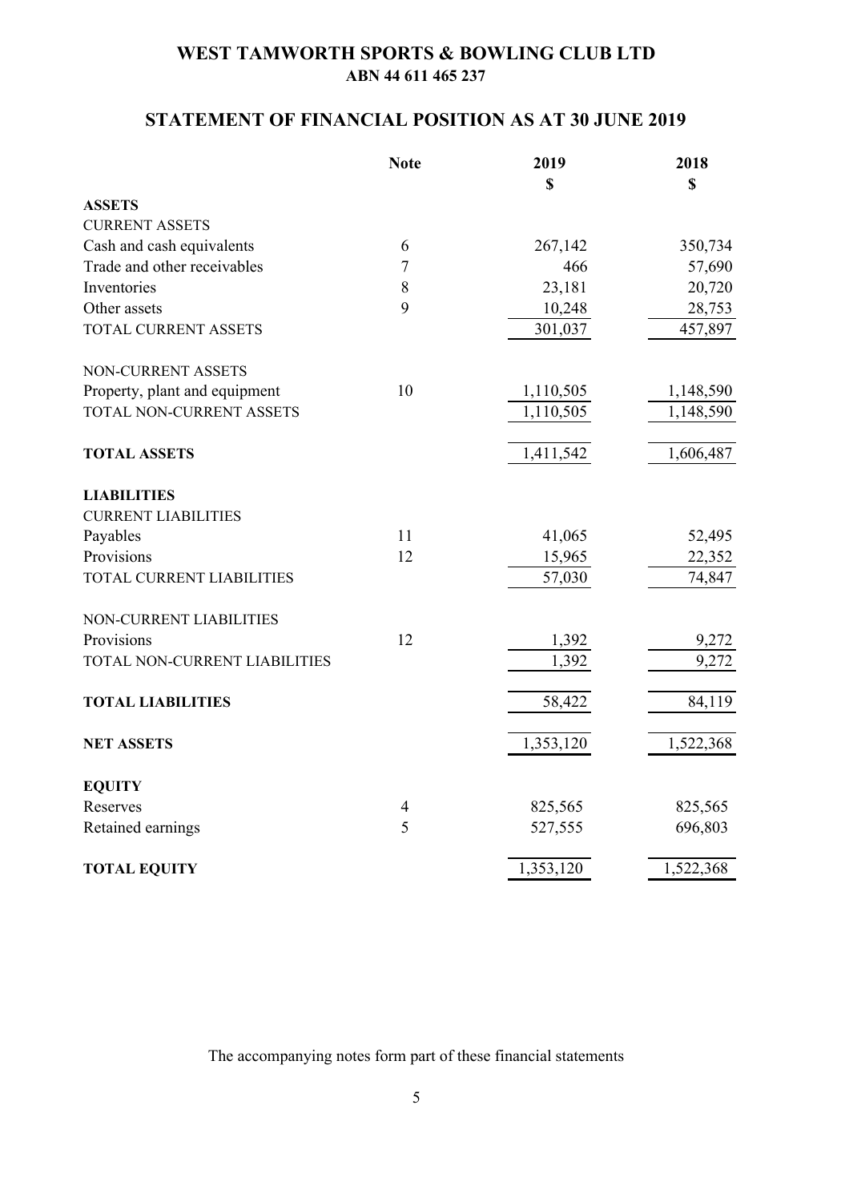# WEST TAMWORTH SPORTS & BOWLING CLUB LTD

**ABN 44 611 465 237**

## STATEMENT OF FINANCIAL POSITION AS AT 30 JUNE 2019

| | Note | 2019 $ | 2018 $ |
|---|---|---|---|
| **ASSETS** | | | |
| CURRENT ASSETS | | | |
| Cash and cash equivalents | 6 | 267,142 | 350,734 |
| Trade and other receivables | 7 | 466 | 57,690 |
| Inventories | 8 | 23,181 | 20,720 |
| Other assets | 9 | 10,248 | 28,753 |
| TOTAL CURRENT ASSETS | | 301,037 | 457,897 |
| NON-CURRENT ASSETS | | | |
| Property, plant and equipment | 10 | 1,110,505 | 1,148,590 |
| TOTAL NON-CURRENT ASSETS | | 1,110,505 | 1,148,590 |
| **TOTAL ASSETS** | | 1,411,542 | 1,606,487 |
| **LIABILITIES** | | | |
| CURRENT LIABILITIES | | | |
| Payables | 11 | 41,065 | 52,495 |
| Provisions | 12 | 15,965 | 22,352 |
| TOTAL CURRENT LIABILITIES | | 57,030 | 74,847 |
| NON-CURRENT LIABILITIES | | | |
| Provisions | 12 | 1,392 | 9,272 |
| TOTAL NON-CURRENT LIABILITIES | | 1,392 | 9,272 |
| **TOTAL LIABILITIES** | | 58,422 | 84,119 |
| **NET ASSETS** | | 1,353,120 | 1,522,368 |
| **EQUITY** | | | |
| Reserves | 4 | 825,565 | 825,565 |
| Retained earnings | 5 | 527,555 | 696,803 |
| **TOTAL EQUITY** | | 1,353,120 | 1,522,368 |

The accompanying notes form part of these financial statements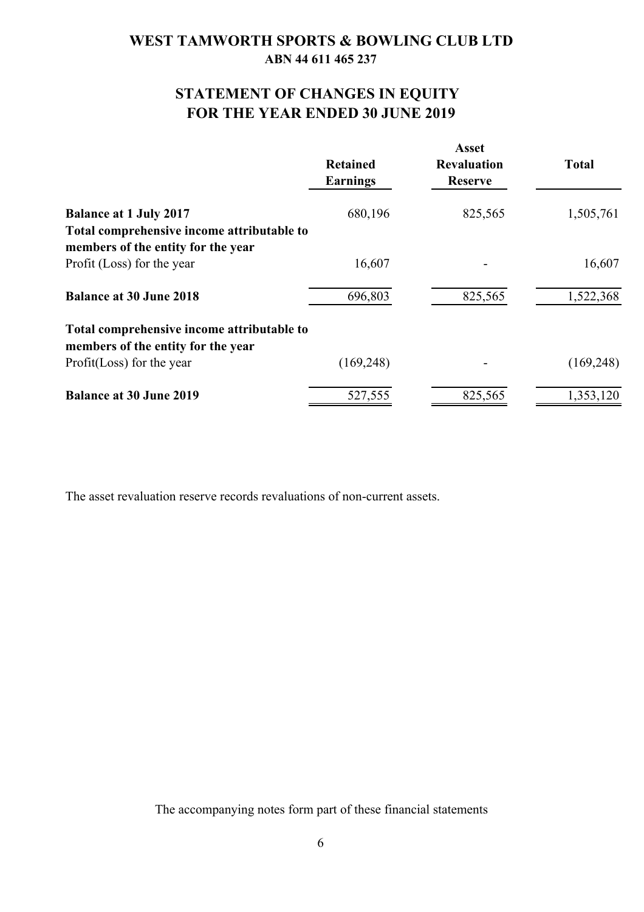# WEST TAMWORTH SPORTS & BOWLING CLUB LTD

**ABN 44 611 465 237**

## STATEMENT OF CHANGES IN EQUITY
## FOR THE YEAR ENDED 30 JUNE 2019

| | Retained Earnings | Asset Revaluation Reserve | Total |
|---|---|---|---|
| **Balance at 1 July 2017** | 680,196 | 825,565 | 1,505,761 |
| **Total comprehensive income attributable to members of the entity for the year** | | | |
| Profit (Loss) for the year | 16,607 | - | 16,607 |
| **Balance at 30 June 2018** | 696,803 | 825,565 | 1,522,368 |
| **Total comprehensive income attributable to members of the entity for the year** | | | |
| Profit(Loss) for the year | (169,248) | - | (169,248) |
| **Balance at 30 June 2019** | 527,555 | 825,565 | 1,353,120 |

The asset revaluation reserve records revaluations of non-current assets.

The accompanying notes form part of these financial statements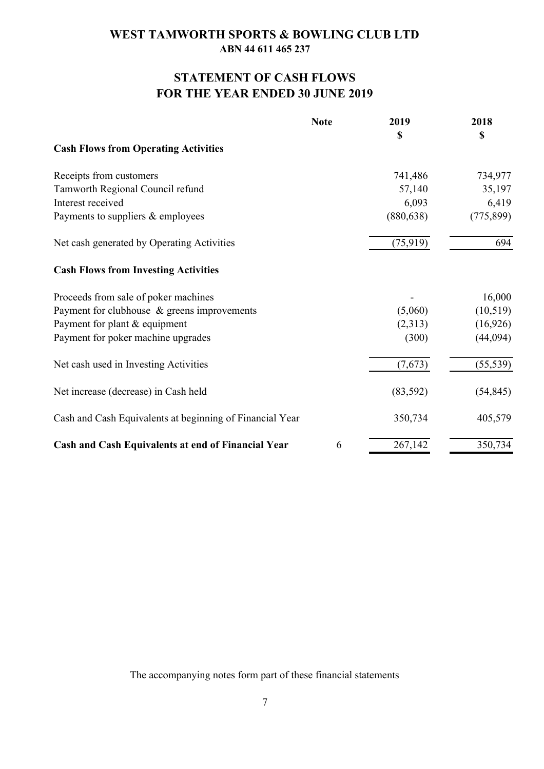# WEST TAMWORTH SPORTS & BOWLING CLUB LTD

**ABN 44 611 465 237**

## STATEMENT OF CASH FLOWS
## FOR THE YEAR ENDED 30 JUNE 2019

| | Note | 2019 | 2018 |
|---|---|---|---|
| | | $ | $ |
| **Cash Flows from Operating Activities** | | | |
| Receipts from customers | | 741,486 | 734,977 |
| Tamworth Regional Council refund | | 57,140 | 35,197 |
| Interest received | | 6,093 | 6,419 |
| Payments to suppliers & employees | | (880,638) | (775,899) |
| Net cash generated by Operating Activities | | (75,919) | 694 |
| **Cash Flows from Investing Activities** | | | |
| Proceeds from sale of poker machines | | - | 16,000 |
| Payment for clubhouse & greens improvements | | (5,060) | (10,519) |
| Payment for plant & equipment | | (2,313) | (16,926) |
| Payment for poker machine upgrades | | (300) | (44,094) |
| Net cash used in Investing Activities | | (7,673) | (55,539) |
| Net increase (decrease) in Cash held | | (83,592) | (54,845) |
| Cash and Cash Equivalents at beginning of Financial Year | | 350,734 | 405,579 |
| **Cash and Cash Equivalents at end of Financial Year** | 6 | 267,142 | 350,734 |

The accompanying notes form part of these financial statements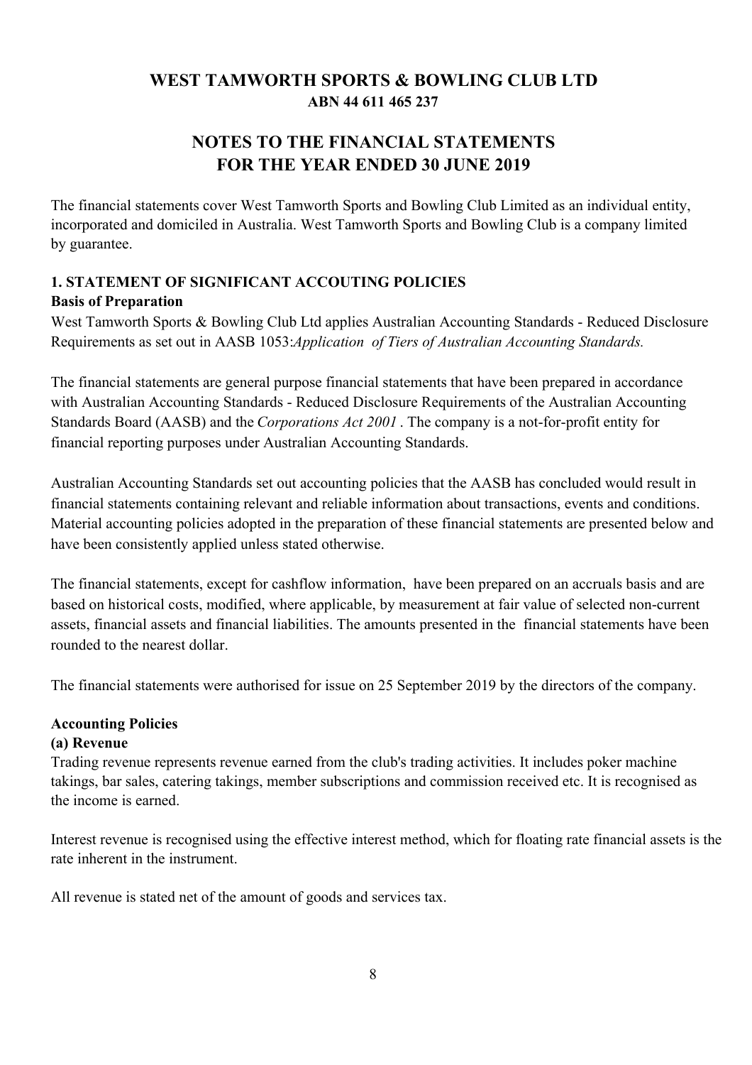# WEST TAMWORTH SPORTS & BOWLING CLUB LTD

**ABN 44 611 465 237**

## NOTES TO THE FINANCIAL STATEMENTS FOR THE YEAR ENDED 30 JUNE 2019

The financial statements cover West Tamworth Sports and Bowling Club Limited as an individual entity, incorporated and domiciled in Australia. West Tamworth Sports and Bowling Club is a company limited by guarantee.

### 1. STATEMENT OF SIGNIFICANT ACCOUTING POLICIES

**Basis of Preparation**

West Tamworth Sports & Bowling Club Ltd applies Australian Accounting Standards - Reduced Disclosure Requirements as set out in AASB 1053:*Application of Tiers of Australian Accounting Standards.*

The financial statements are general purpose financial statements that have been prepared in accordance with Australian Accounting Standards - Reduced Disclosure Requirements of the Australian Accounting Standards Board (AASB) and the *Corporations Act 2001* . The company is a not-for-profit entity for financial reporting purposes under Australian Accounting Standards.

Australian Accounting Standards set out accounting policies that the AASB has concluded would result in financial statements containing relevant and reliable information about transactions, events and conditions. Material accounting policies adopted in the preparation of these financial statements are presented below and have been consistently applied unless stated otherwise.

The financial statements, except for cashflow information, have been prepared on an accruals basis and are based on historical costs, modified, where applicable, by measurement at fair value of selected non-current assets, financial assets and financial liabilities. The amounts presented in the financial statements have been rounded to the nearest dollar.

The financial statements were authorised for issue on 25 September 2019 by the directors of the company.

**Accounting Policies**

**(a) Revenue**

Trading revenue represents revenue earned from the club's trading activities. It includes poker machine takings, bar sales, catering takings, member subscriptions and commission received etc. It is recognised as the income is earned.

Interest revenue is recognised using the effective interest method, which for floating rate financial assets is the rate inherent in the instrument.

All revenue is stated net of the amount of goods and services tax.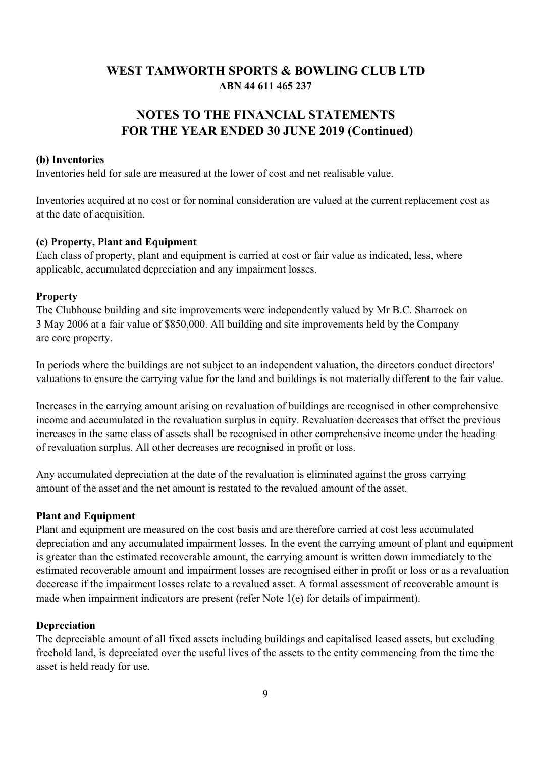# WEST TAMWORTH SPORTS & BOWLING CLUB LTD
**ABN 44 611 465 237**

## NOTES TO THE FINANCIAL STATEMENTS FOR THE YEAR ENDED 30 JUNE 2019 (Continued)

**(b) Inventories**

Inventories held for sale are measured at the lower of cost and net realisable value.

Inventories acquired at no cost or for nominal consideration are valued at the current replacement cost as at the date of acquisition.

**(c) Property, Plant and Equipment**

Each class of property, plant and equipment is carried at cost or fair value as indicated, less, where applicable, accumulated depreciation and any impairment losses.

**Property**

The Clubhouse building and site improvements were independently valued by Mr B.C. Sharrock on 3 May 2006 at a fair value of $850,000. All building and site improvements held by the Company are core property.

In periods where the buildings are not subject to an independent valuation, the directors conduct directors' valuations to ensure the carrying value for the land and buildings is not materially different to the fair value.

Increases in the carrying amount arising on revaluation of buildings are recognised in other comprehensive income and accumulated in the revaluation surplus in equity. Revaluation decreases that offset the previous increases in the same class of assets shall be recognised in other comprehensive income under the heading of revaluation surplus. All other decreases are recognised in profit or loss.

Any accumulated depreciation at the date of the revaluation is eliminated against the gross carrying amount of the asset and the net amount is restated to the revalued amount of the asset.

**Plant and Equipment**

Plant and equipment are measured on the cost basis and are therefore carried at cost less accumulated depreciation and any accumulated impairment losses. In the event the carrying amount of plant and equipment is greater than the estimated recoverable amount, the carrying amount is written down immediately to the estimated recoverable amount and impairment losses are recognised either in profit or loss or as a revaluation decerease if the impairment losses relate to a revalued asset. A formal assessment of recoverable amount is made when impairment indicators are present (refer Note 1(e) for details of impairment).

**Depreciation**

The depreciable amount of all fixed assets including buildings and capitalised leased assets, but excluding freehold land, is depreciated over the useful lives of the assets to the entity commencing from the time the asset is held ready for use.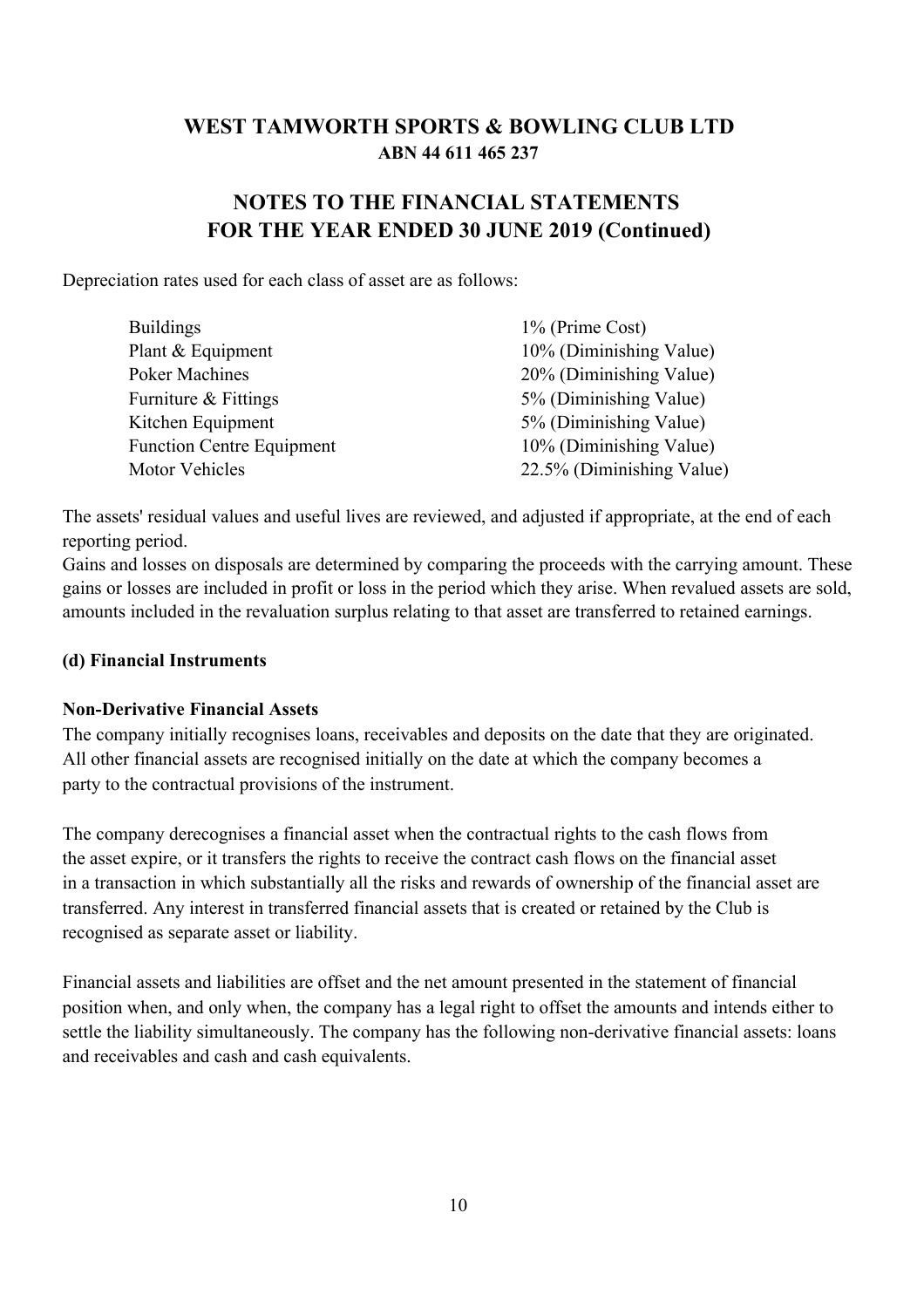# WEST TAMWORTH SPORTS & BOWLING CLUB LTD
**ABN 44 611 465 237**

## NOTES TO THE FINANCIAL STATEMENTS
## FOR THE YEAR ENDED 30 JUNE 2019 (Continued)

Depreciation rates used for each class of asset are as follows:

| Asset Class | Rate |
|---|---|
| Buildings | 1% (Prime Cost) |
| Plant & Equipment | 10% (Diminishing Value) |
| Poker Machines | 20% (Diminishing Value) |
| Furniture & Fittings | 5% (Diminishing Value) |
| Kitchen Equipment | 5% (Diminishing Value) |
| Function Centre Equipment | 10% (Diminishing Value) |
| Motor Vehicles | 22.5% (Diminishing Value) |

The assets' residual values and useful lives are reviewed, and adjusted if appropriate, at the end of each reporting period.
Gains and losses on disposals are determined by comparing the proceeds with the carrying amount. These gains or losses are included in profit or loss in the period which they arise. When revalued assets are sold, amounts included in the revaluation surplus relating to that asset are transferred to retained earnings.

**(d) Financial Instruments**

**Non-Derivative Financial Assets**
The company initially recognises loans, receivables and deposits on the date that they are originated. All other financial assets are recognised initially on the date at which the company becomes a party to the contractual provisions of the instrument.

The company derecognises a financial asset when the contractual rights to the cash flows from the asset expire, or it transfers the rights to receive the contract cash flows on the financial asset in a transaction in which substantially all the risks and rewards of ownership of the financial asset are transferred. Any interest in transferred financial assets that is created or retained by the Club is recognised as separate asset or liability.

Financial assets and liabilities are offset and the net amount presented in the statement of financial position when, and only when, the company has a legal right to offset the amounts and intends either to settle the liability simultaneously. The company has the following non-derivative financial assets: loans and receivables and cash and cash equivalents.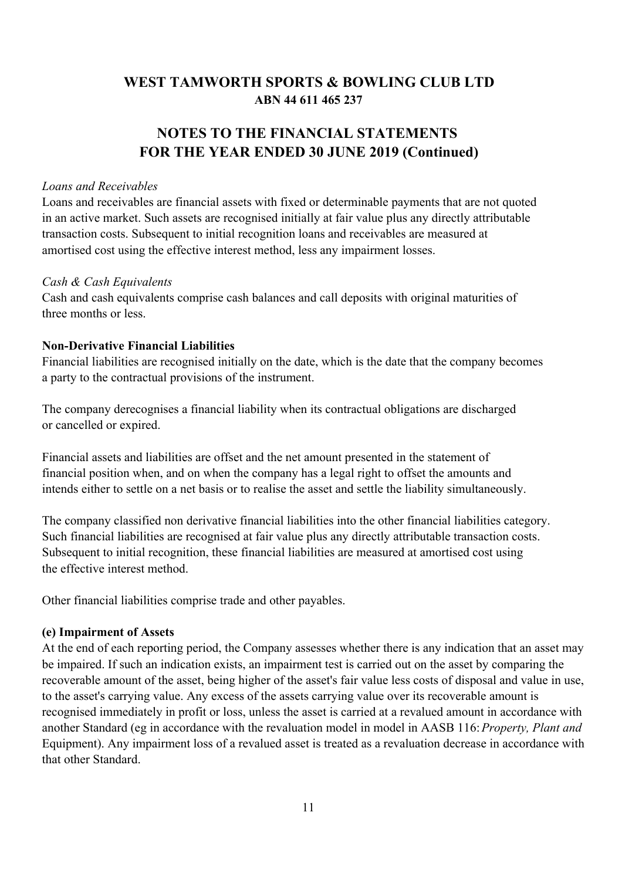# WEST TAMWORTH SPORTS & BOWLING CLUB LTD
### ABN 44 611 465 237

## NOTES TO THE FINANCIAL STATEMENTS FOR THE YEAR ENDED 30 JUNE 2019 (Continued)

*Loans and Receivables*
Loans and receivables are financial assets with fixed or determinable payments that are not quoted in an active market. Such assets are recognised initially at fair value plus any directly attributable transaction costs. Subsequent to initial recognition loans and receivables are measured at amortised cost using the effective interest method, less any impairment losses.

*Cash & Cash Equivalents*
Cash and cash equivalents comprise cash balances and call deposits with original maturities of three months or less.

**Non-Derivative Financial Liabilities**
Financial liabilities are recognised initially on the date, which is the date that the company becomes a party to the contractual provisions of the instrument.

The company derecognises a financial liability when its contractual obligations are discharged or cancelled or expired.

Financial assets and liabilities are offset and the net amount presented in the statement of financial position when, and on when the company has a legal right to offset the amounts and intends either to settle on a net basis or to realise the asset and settle the liability simultaneously.

The company classified non derivative financial liabilities into the other financial liabilities category. Such financial liabilities are recognised at fair value plus any directly attributable transaction costs. Subsequent to initial recognition, these financial liabilities are measured at amortised cost using the effective interest method.

Other financial liabilities comprise trade and other payables.

**(e) Impairment of Assets**
At the end of each reporting period, the Company assesses whether there is any indication that an asset may be impaired. If such an indication exists, an impairment test is carried out on the asset by comparing the recoverable amount of the asset, being higher of the asset's fair value less costs of disposal and value in use, to the asset's carrying value. Any excess of the assets carrying value over its recoverable amount is recognised immediately in profit or loss, unless the asset is carried at a revalued amount in accordance with another Standard (eg in accordance with the revaluation model in model in AASB 116: *Property, Plant and* Equipment). Any impairment loss of a revalued asset is treated as a revaluation decrease in accordance with that other Standard.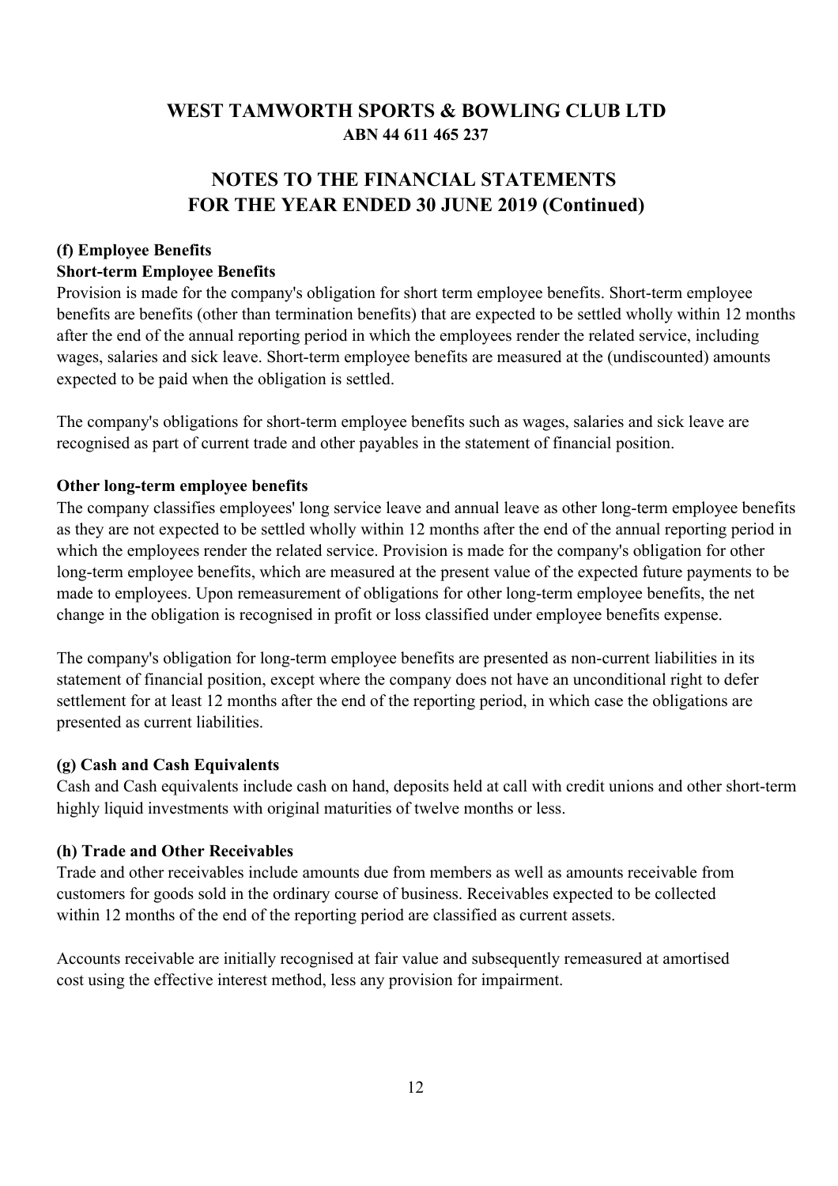# WEST TAMWORTH SPORTS & BOWLING CLUB LTD
**ABN 44 611 465 237**

## NOTES TO THE FINANCIAL STATEMENTS FOR THE YEAR ENDED 30 JUNE 2019 (Continued)

### (f) Employee Benefits

**Short-term Employee Benefits**

Provision is made for the company's obligation for short term employee benefits. Short-term employee benefits are benefits (other than termination benefits) that are expected to be settled wholly within 12 months after the end of the annual reporting period in which the employees render the related service, including wages, salaries and sick leave. Short-term employee benefits are measured at the (undiscounted) amounts expected to be paid when the obligation is settled.

The company's obligations for short-term employee benefits such as wages, salaries and sick leave are recognised as part of current trade and other payables in the statement of financial position.

**Other long-term employee benefits**

The company classifies employees' long service leave and annual leave as other long-term employee benefits as they are not expected to be settled wholly within 12 months after the end of the annual reporting period in which the employees render the related service. Provision is made for the company's obligation for other long-term employee benefits, which are measured at the present value of the expected future payments to be made to employees. Upon remeasurement of obligations for other long-term employee benefits, the net change in the obligation is recognised in profit or loss classified under employee benefits expense.

The company's obligation for long-term employee benefits are presented as non-current liabilities in its statement of financial position, except where the company does not have an unconditional right to defer settlement for at least 12 months after the end of the reporting period, in which case the obligations are presented as current liabilities.

### (g) Cash and Cash Equivalents

Cash and Cash equivalents include cash on hand, deposits held at call with credit unions and other short-term highly liquid investments with original maturities of twelve months or less.

### (h) Trade and Other Receivables

Trade and other receivables include amounts due from members as well as amounts receivable from customers for goods sold in the ordinary course of business. Receivables expected to be collected within 12 months of the end of the reporting period are classified as current assets.

Accounts receivable are initially recognised at fair value and subsequently remeasured at amortised cost using the effective interest method, less any provision for impairment.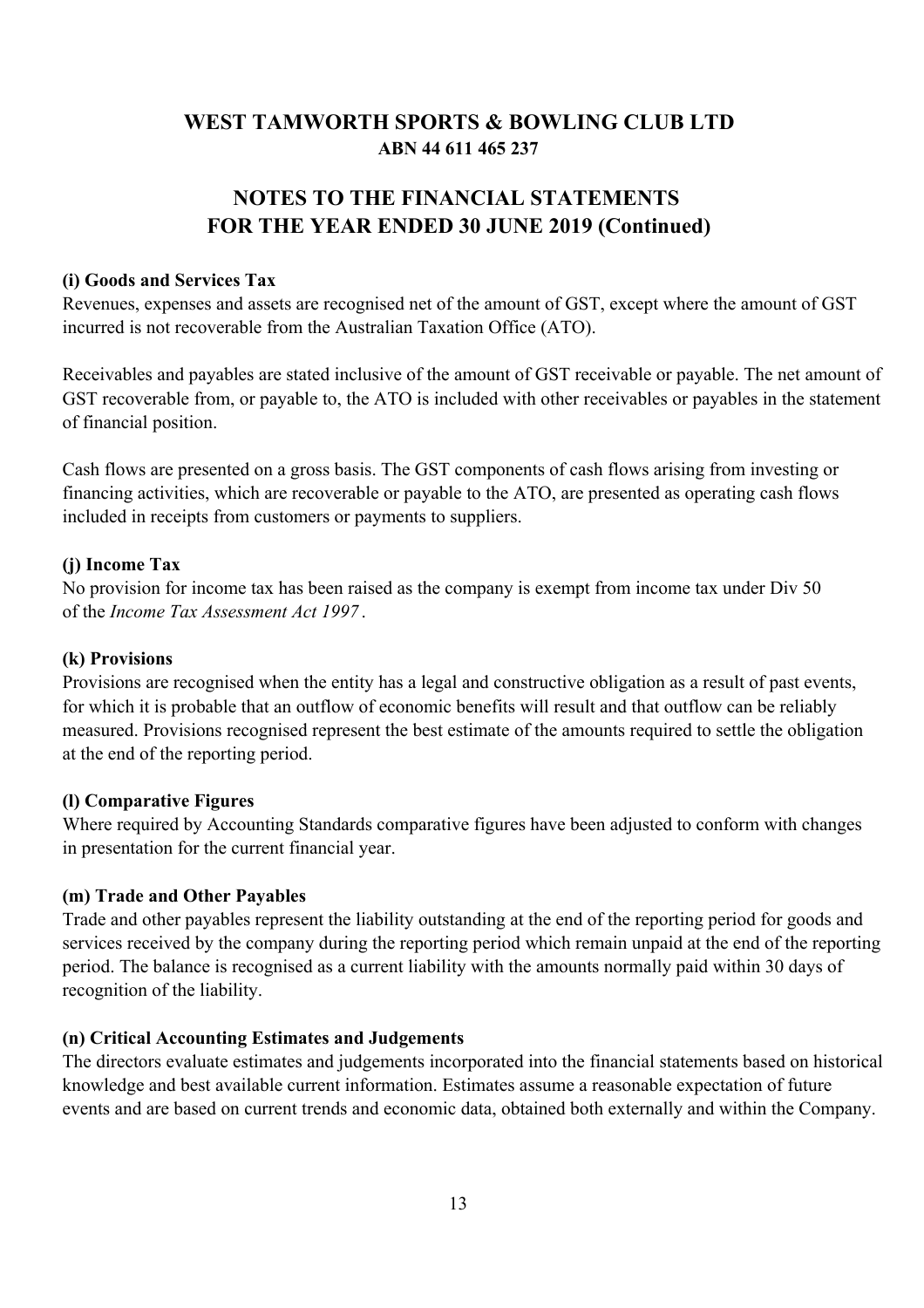# WEST TAMWORTH SPORTS & BOWLING CLUB LTD

**ABN 44 611 465 237**

## NOTES TO THE FINANCIAL STATEMENTS FOR THE YEAR ENDED 30 JUNE 2019 (Continued)

**(i) Goods and Services Tax**

Revenues, expenses and assets are recognised net of the amount of GST, except where the amount of GST incurred is not recoverable from the Australian Taxation Office (ATO).

Receivables and payables are stated inclusive of the amount of GST receivable or payable. The net amount of GST recoverable from, or payable to, the ATO is included with other receivables or payables in the statement of financial position.

Cash flows are presented on a gross basis. The GST components of cash flows arising from investing or financing activities, which are recoverable or payable to the ATO, are presented as operating cash flows included in receipts from customers or payments to suppliers.

**(j) Income Tax**

No provision for income tax has been raised as the company is exempt from income tax under Div 50 of the *Income Tax Assessment Act 1997*.

**(k) Provisions**

Provisions are recognised when the entity has a legal and constructive obligation as a result of past events, for which it is probable that an outflow of economic benefits will result and that outflow can be reliably measured. Provisions recognised represent the best estimate of the amounts required to settle the obligation at the end of the reporting period.

**(l) Comparative Figures**

Where required by Accounting Standards comparative figures have been adjusted to conform with changes in presentation for the current financial year.

**(m) Trade and Other Payables**

Trade and other payables represent the liability outstanding at the end of the reporting period for goods and services received by the company during the reporting period which remain unpaid at the end of the reporting period. The balance is recognised as a current liability with the amounts normally paid within 30 days of recognition of the liability.

**(n) Critical Accounting Estimates and Judgements**

The directors evaluate estimates and judgements incorporated into the financial statements based on historical knowledge and best available current information. Estimates assume a reasonable expectation of future events and are based on current trends and economic data, obtained both externally and within the Company.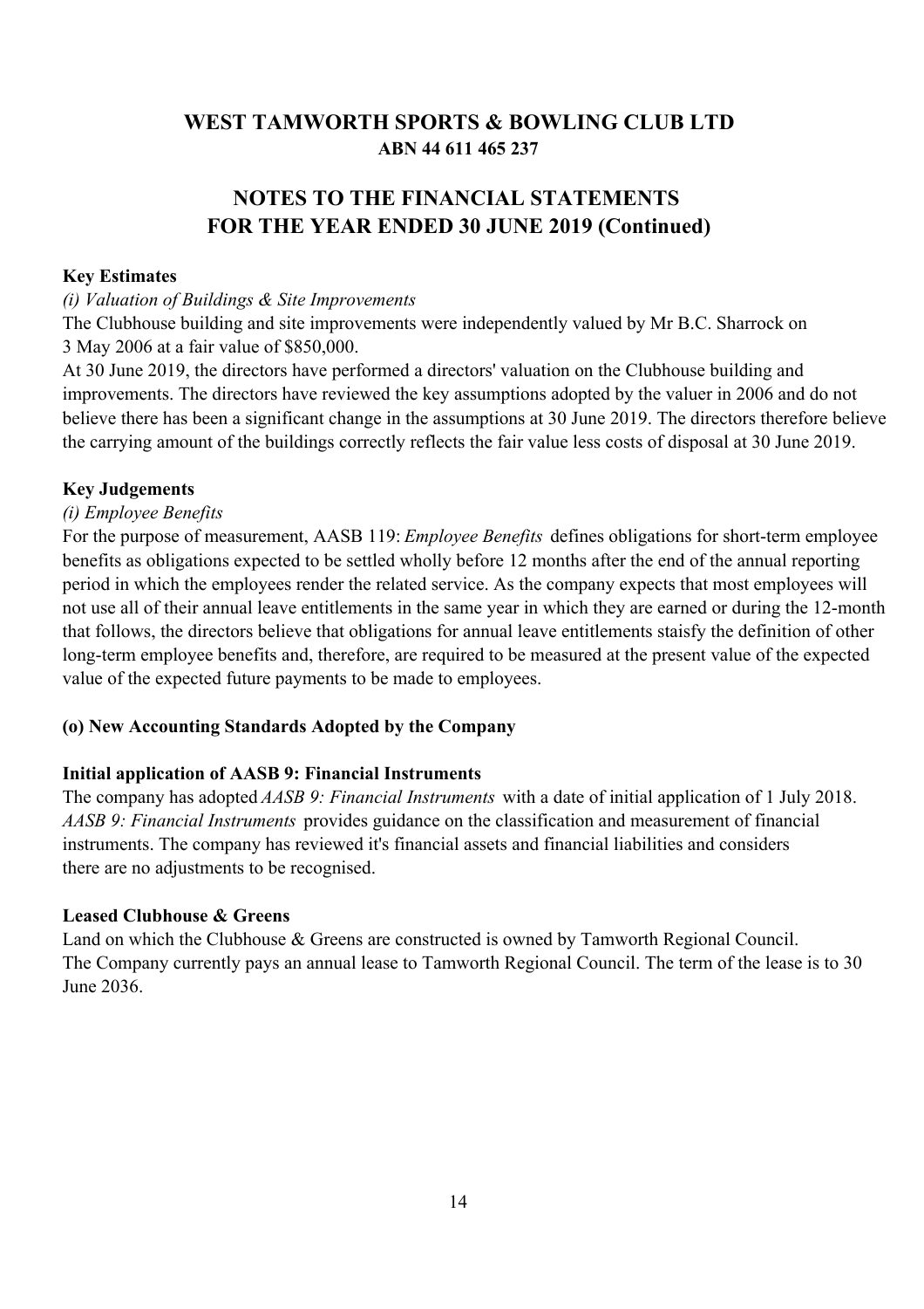# WEST TAMWORTH SPORTS & BOWLING CLUB LTD
**ABN 44 611 465 237**

## NOTES TO THE FINANCIAL STATEMENTS FOR THE YEAR ENDED 30 JUNE 2019 (Continued)

**Key Estimates**

*(i) Valuation of Buildings & Site Improvements*

The Clubhouse building and site improvements were independently valued by Mr B.C. Sharrock on 3 May 2006 at a fair value of $850,000.

At 30 June 2019, the directors have performed a directors' valuation on the Clubhouse building and improvements. The directors have reviewed the key assumptions adopted by the valuer in 2006 and do not believe there has been a significant change in the assumptions at 30 June 2019. The directors therefore believe the carrying amount of the buildings correctly reflects the fair value less costs of disposal at 30 June 2019.

**Key Judgements**

*(i) Employee Benefits*

For the purpose of measurement, AASB 119: *Employee Benefits* defines obligations for short-term employee benefits as obligations expected to be settled wholly before 12 months after the end of the annual reporting period in which the employees render the related service. As the company expects that most employees will not use all of their annual leave entitlements in the same year in which they are earned or during the 12-month that follows, the directors believe that obligations for annual leave entitlements staisfy the definition of other long-term employee benefits and, therefore, are required to be measured at the present value of the expected value of the expected future payments to be made to employees.

**(o) New Accounting Standards Adopted by the Company**

**Initial application of AASB 9: Financial Instruments**

The company has adopted *AASB 9: Financial Instruments* with a date of initial application of 1 July 2018. *AASB 9: Financial Instruments* provides guidance on the classification and measurement of financial instruments. The company has reviewed it's financial assets and financial liabilities and considers there are no adjustments to be recognised.

**Leased Clubhouse & Greens**

Land on which the Clubhouse & Greens are constructed is owned by Tamworth Regional Council. The Company currently pays an annual lease to Tamworth Regional Council. The term of the lease is to 30 June 2036.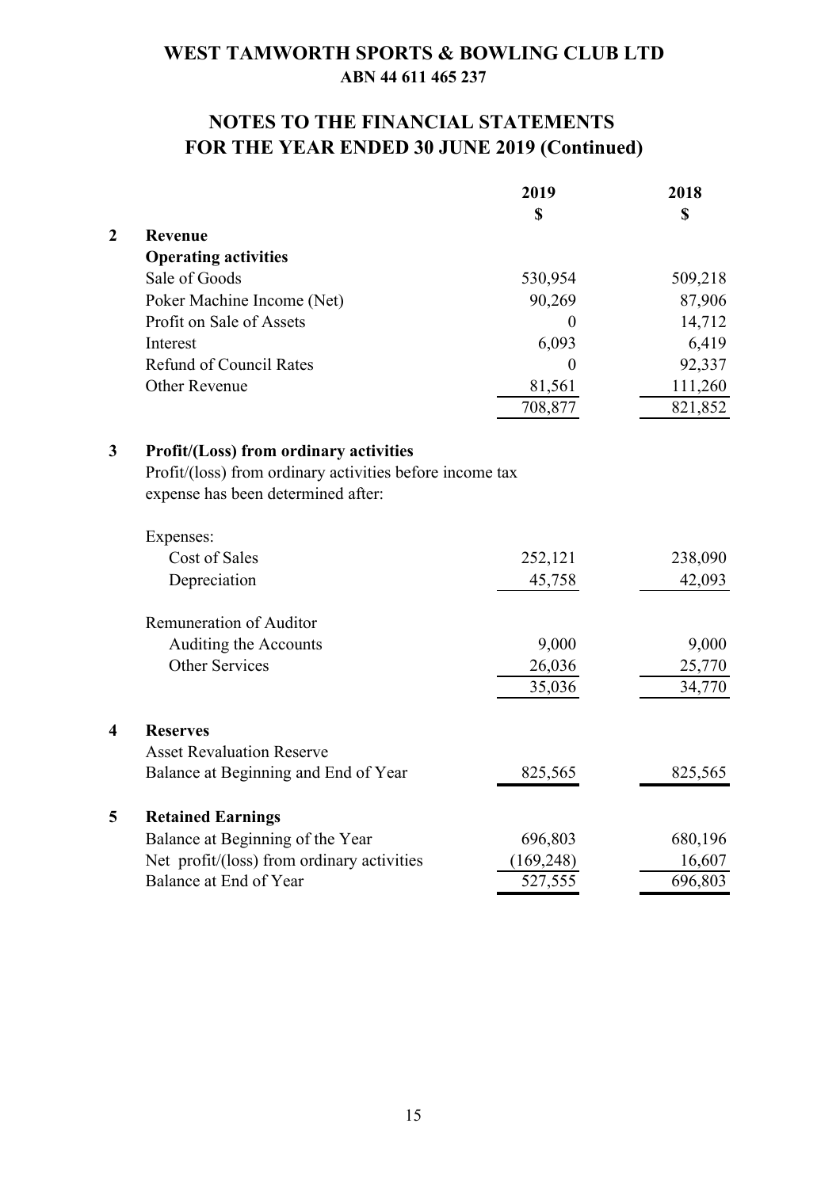# WEST TAMWORTH SPORTS & BOWLING CLUB LTD

**ABN 44 611 465 237**

## NOTES TO THE FINANCIAL STATEMENTS FOR THE YEAR ENDED 30 JUNE 2019 (Continued)

| | | 2019<br>$ | 2018<br>$ |
|---|---|---|---|
| **2** | **Revenue** | | |
| | **Operating activities** | | |
| | Sale of Goods | 530,954 | 509,218 |
| | Poker Machine Income (Net) | 90,269 | 87,906 |
| | Profit on Sale of Assets | 0 | 14,712 |
| | Interest | 6,093 | 6,419 |
| | Refund of Council Rates | 0 | 92,337 |
| | Other Revenue | 81,561 | 111,260 |
| | | 708,877 | 821,852 |
| **3** | **Profit/(Loss) from ordinary activities** | | |
| | Profit/(loss) from ordinary activities before income tax expense has been determined after: | | |
| | Expenses: | | |
| | Cost of Sales | 252,121 | 238,090 |
| | Depreciation | 45,758 | 42,093 |
| | Remuneration of Auditor | | |
| | Auditing the Accounts | 9,000 | 9,000 |
| | Other Services | 26,036 | 25,770 |
| | | 35,036 | 34,770 |
| **4** | **Reserves** | | |
| | Asset Revaluation Reserve | | |
| | Balance at Beginning and End of Year | 825,565 | 825,565 |
| **5** | **Retained Earnings** | | |
| | Balance at Beginning of the Year | 696,803 | 680,196 |
| | Net profit/(loss) from ordinary activities | (169,248) | 16,607 |
| | Balance at End of Year | 527,555 | 696,803 |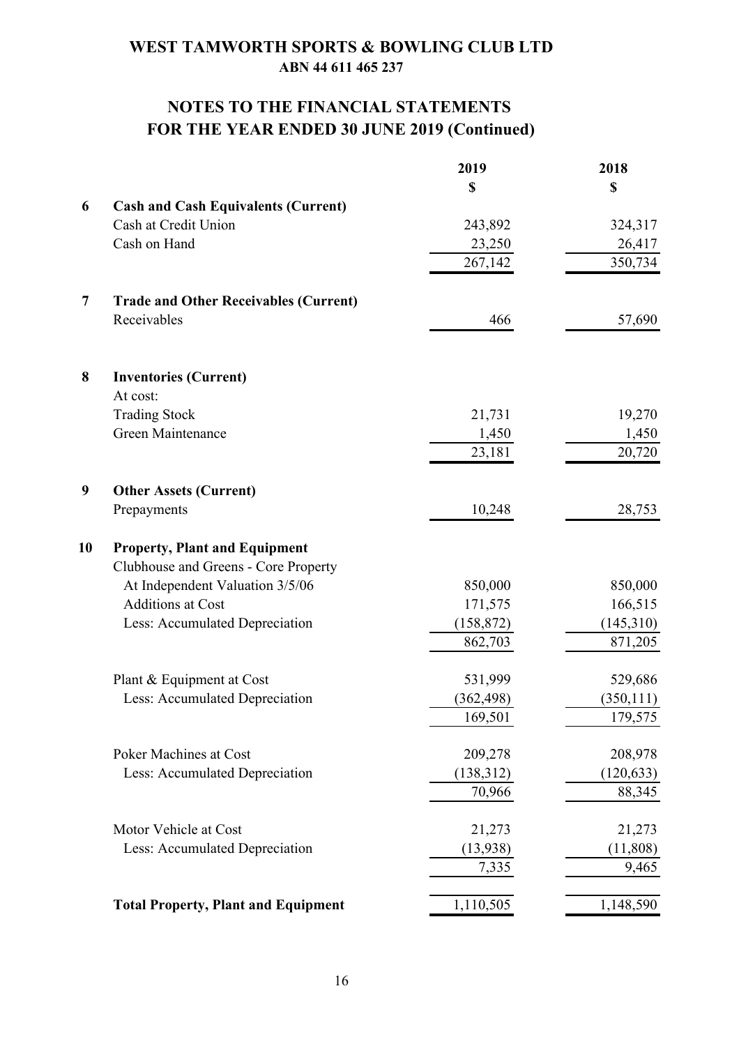# WEST TAMWORTH SPORTS & BOWLING CLUB LTD

**ABN 44 611 465 237**

## NOTES TO THE FINANCIAL STATEMENTS FOR THE YEAR ENDED 30 JUNE 2019 (Continued)

| | | 2019 | 2018 |
|---|---|---|---|
| | | $ | $ |
| **6** | **Cash and Cash Equivalents (Current)** | | |
| | Cash at Credit Union | 243,892 | 324,317 |
| | Cash on Hand | 23,250 | 26,417 |
| | | 267,142 | 350,734 |
| **7** | **Trade and Other Receivables (Current)** | | |
| | Receivables | 466 | 57,690 |
| **8** | **Inventories (Current)** | | |
| | At cost: | | |
| | Trading Stock | 21,731 | 19,270 |
| | Green Maintenance | 1,450 | 1,450 |
| | | 23,181 | 20,720 |
| **9** | **Other Assets (Current)** | | |
| | Prepayments | 10,248 | 28,753 |
| **10** | **Property, Plant and Equipment** | | |
| | Clubhouse and Greens - Core Property | | |
| | At Independent Valuation 3/5/06 | 850,000 | 850,000 |
| | Additions at Cost | 171,575 | 166,515 |
| | Less: Accumulated Depreciation | (158,872) | (145,310) |
| | | 862,703 | 871,205 |
| | Plant & Equipment at Cost | 531,999 | 529,686 |
| | Less: Accumulated Depreciation | (362,498) | (350,111) |
| | | 169,501 | 179,575 |
| | Poker Machines at Cost | 209,278 | 208,978 |
| | Less: Accumulated Depreciation | (138,312) | (120,633) |
| | | 70,966 | 88,345 |
| | Motor Vehicle at Cost | 21,273 | 21,273 |
| | Less: Accumulated Depreciation | (13,938) | (11,808) |
| | | 7,335 | 9,465 |
| | **Total Property, Plant and Equipment** | 1,110,505 | 1,148,590 |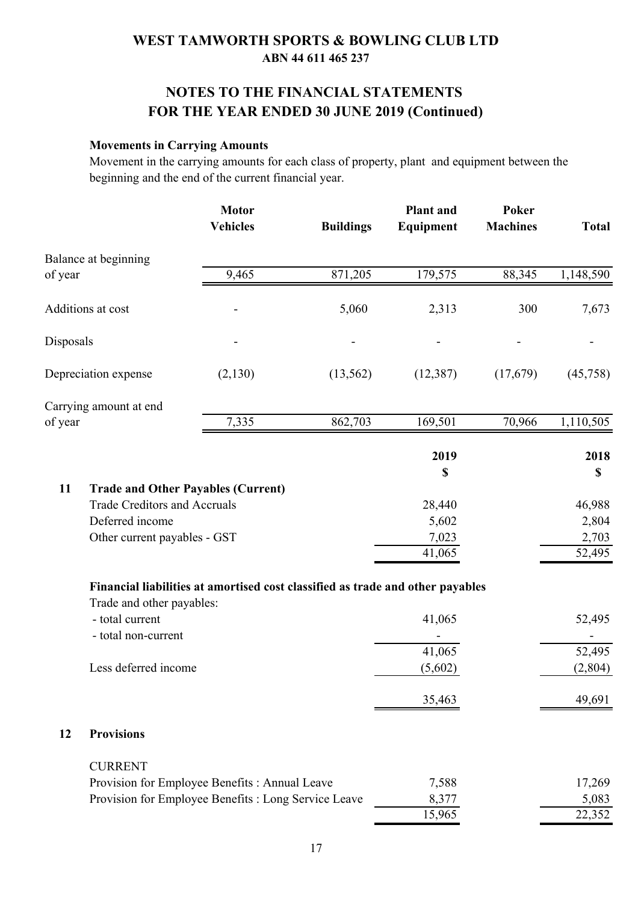# WEST TAMWORTH SPORTS & BOWLING CLUB LTD
**ABN 44 611 465 237**

## NOTES TO THE FINANCIAL STATEMENTS FOR THE YEAR ENDED 30 JUNE 2019 (Continued)

**Movements in Carrying Amounts**

Movement in the carrying amounts for each class of property, plant and equipment between the beginning and the end of the current financial year.

| | Motor Vehicles | Buildings | Plant and Equipment | Poker Machines | Total |
|---|---|---|---|---|---|
| Balance at beginning of year | 9,465 | 871,205 | 179,575 | 88,345 | 1,148,590 |
| Additions at cost | - | 5,060 | 2,313 | 300 | 7,673 |
| Disposals | - | - | - | - | - |
| Depreciation expense | (2,130) | (13,562) | (12,387) | (17,679) | (45,758) |
| Carrying amount at end of year | 7,335 | 862,703 | 169,501 | 70,966 | 1,110,505 |

| | 2019 $ | 2018 $ |
|---|---|---|
| **11 Trade and Other Payables (Current)** | | |
| Trade Creditors and Accruals | 28,440 | 46,988 |
| Deferred income | 5,602 | 2,804 |
| Other current payables - GST | 7,023 | 2,703 |
| | 41,065 | 52,495 |
| **Financial liabilities at amortised cost classified as trade and other payables** | | |
| Trade and other payables: | | |
| - total current | 41,065 | 52,495 |
| - total non-current | - | - |
| | 41,065 | 52,495 |
| Less deferred income | (5,602) | (2,804) |
| | 35,463 | 49,691 |
| **12 Provisions** | | |
| CURRENT | | |
| Provision for Employee Benefits : Annual Leave | 7,588 | 17,269 |
| Provision for Employee Benefits : Long Service Leave | 8,377 | 5,083 |
| | 15,965 | 22,352 |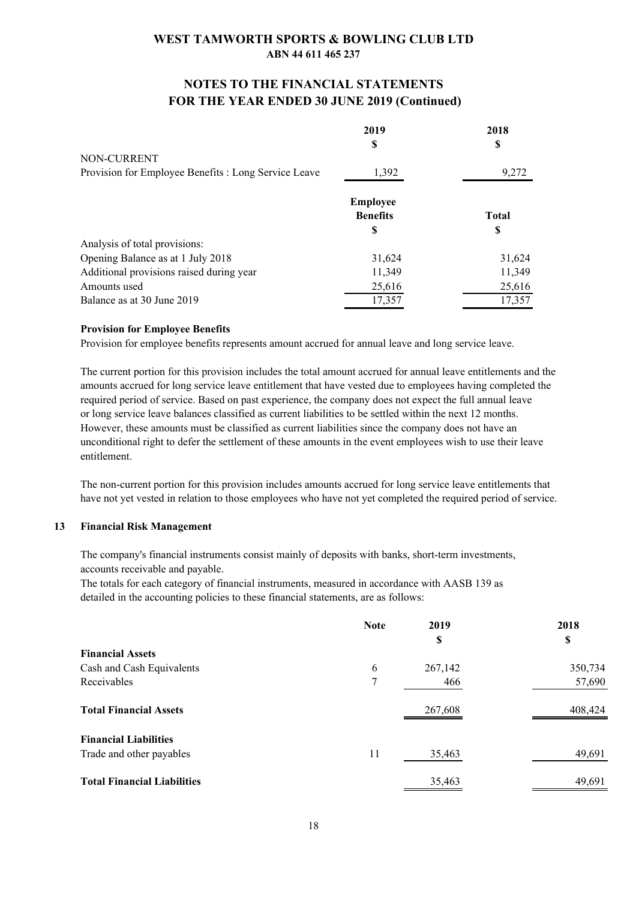|  | 2019 | 2018 |
| --- | --- | --- |
|  | $ | $ |
| NON-CURRENT |  |  |
| Provision for Employee Benefits : Long Service Leave | 1,392 | 9,272 |

|  | Employee Benefits | Total |
| --- | --- | --- |
|  | $ | $ |
| Analysis of total provisions: |  |  |
| Opening Balance as at 1 July 2018 | 31,624 | 31,624 |
| Additional provisions raised during year | 11,349 | 11,349 |
| Amounts used | 25,616 | 25,616 |
| Balance as at 30 June 2019 | 17,357 | 17,357 |

**Provision for Employee Benefits**

Provision for employee benefits represents amount accrued for annual leave and long service leave.

The current portion for this provision includes the total amount accrued for annual leave entitlements and the amounts accrued for long service leave entitlement that have vested due to employees having completed the required period of service. Based on past experience, the company does not expect the full annual leave or long service leave balances classified as current liabilities to be settled within the next 12 months. However, these amounts must be classified as current liabilities since the company does not have an unconditional right to defer the settlement of these amounts in the event employees wish to use their leave entitlement.

The non-current portion for this provision includes amounts accrued for long service leave entitlements that have not yet vested in relation to those employees who have not yet completed the required period of service.

## 13 Financial Risk Management

The company's financial instruments consist mainly of deposits with banks, short-term investments, accounts receivable and payable.

The totals for each category of financial instruments, measured in accordance with AASB 139 as detailed in the accounting policies to these financial statements, are as follows:

|  | Note | 2019 | 2018 |
| --- | --- | --- | --- |
|  |  | $ | $ |
| **Financial Assets** |  |  |  |
| Cash and Cash Equivalents | 6 | 267,142 | 350,734 |
| Receivables | 7 | 466 | 57,690 |
| **Total Financial Assets** |  | 267,608 | 408,424 |
| **Financial Liabilities** |  |  |  |
| Trade and other payables | 11 | 35,463 | 49,691 |
| **Total Financial Liabilities** |  | 35,463 | 49,691 |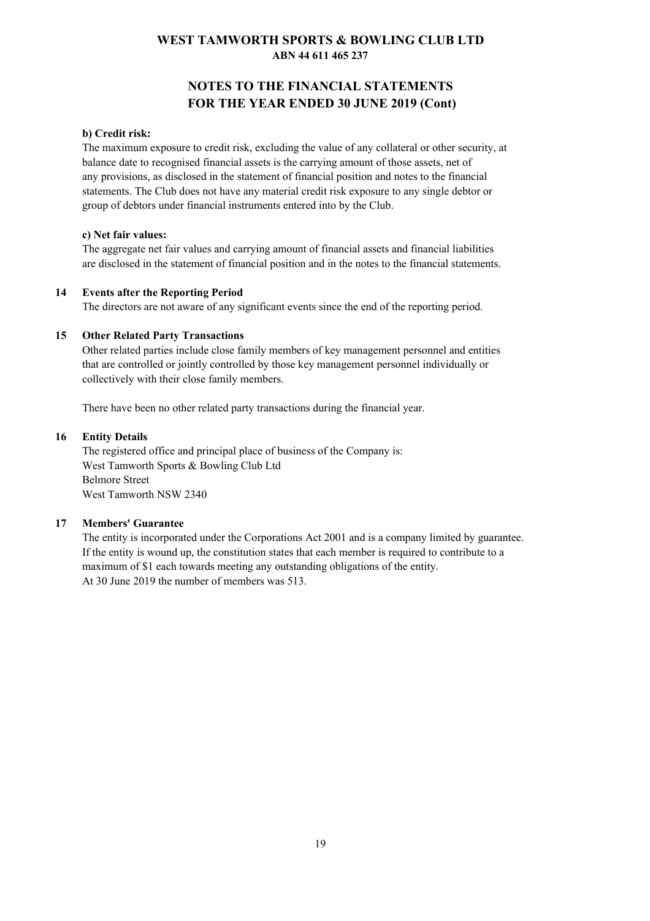**b) Credit risk:**

The maximum exposure to credit risk, excluding the value of any collateral or other security, at balance date to recognised financial assets is the carrying amount of those assets, net of any provisions, as disclosed in the statement of financial position and notes to the financial statements. The Club does not have any material credit risk exposure to any single debtor or group of debtors under financial instruments entered into by the Club.

**c) Net fair values:**

The aggregate net fair values and carrying amount of financial assets and financial liabilities are disclosed in the statement of financial position and in the notes to the financial statements.

## 14 Events after the Reporting Period

The directors are not aware of any significant events since the end of the reporting period.

## 15 Other Related Party Transactions

Other related parties include close family members of key management personnel and entities that are controlled or jointly controlled by those key management personnel individually or collectively with their close family members.

There have been no other related party transactions during the financial year.

## 16 Entity Details

The registered office and principal place of business of the Company is:
West Tamworth Sports & Bowling Club Ltd
Belmore Street
West Tamworth NSW 2340

## 17 Members' Guarantee

The entity is incorporated under the Corporations Act 2001 and is a company limited by guarantee. If the entity is wound up, the constitution states that each member is required to contribute to a maximum of $1 each towards meeting any outstanding obligations of the entity.
At 30 June 2019 the number of members was 513.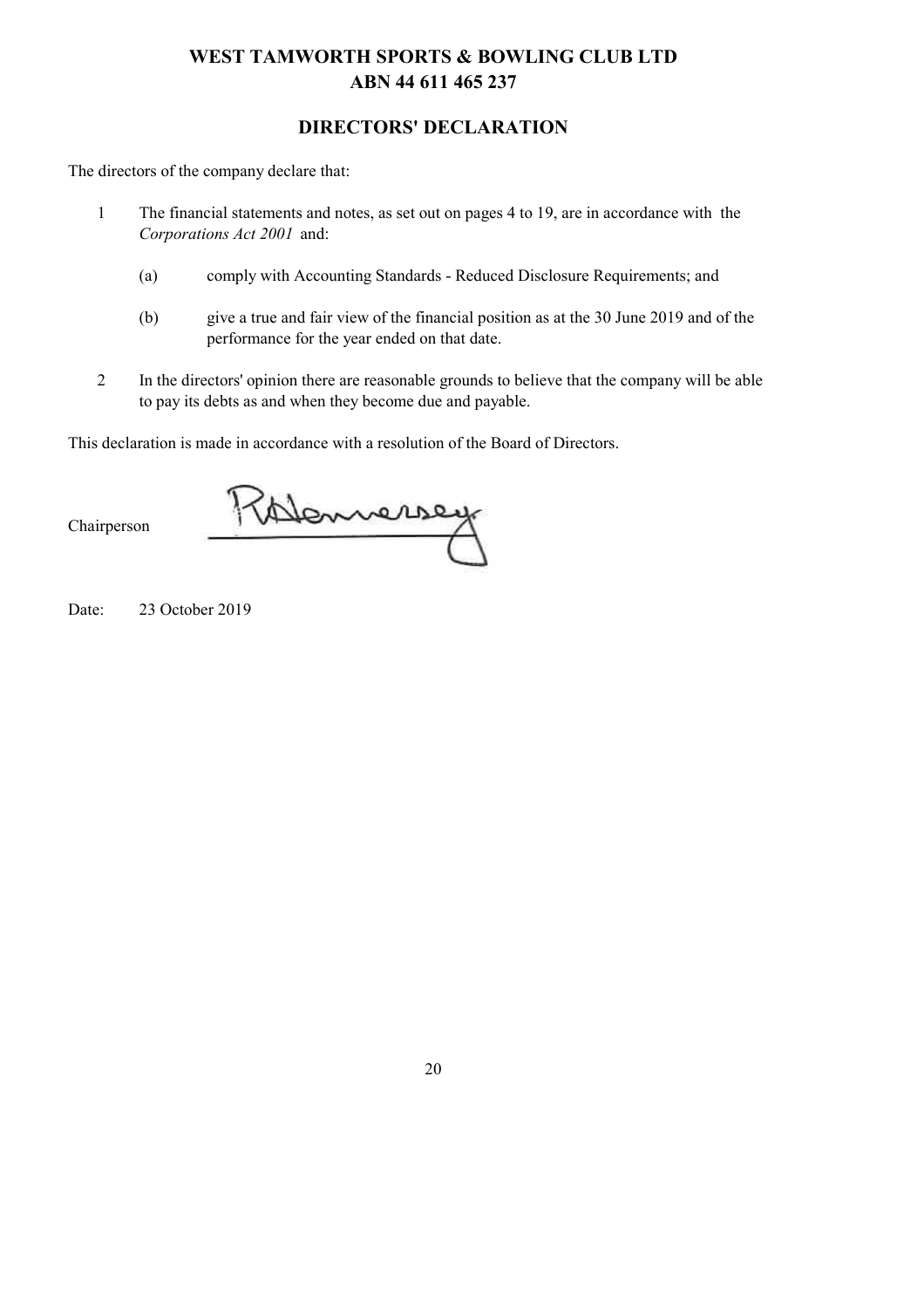# WEST TAMWORTH SPORTS & BOWLING CLUB LTD
## ABN 44 611 465 237

## DIRECTORS' DECLARATION

The directors of the company declare that:

1. The financial statements and notes, as set out on pages 4 to 19, are in accordance with the *Corporations Act 2001* and:

   (a) comply with Accounting Standards - Reduced Disclosure Requirements; and

   (b) give a true and fair view of the financial position as at the 30 June 2019 and of the performance for the year ended on that date.

2. In the directors' opinion there are reasonable grounds to believe that the company will be able to pay its debts as and when they become due and payable.

This declaration is made in accordance with a resolution of the Board of Directors.

Chairperson

Date: 23 October 2019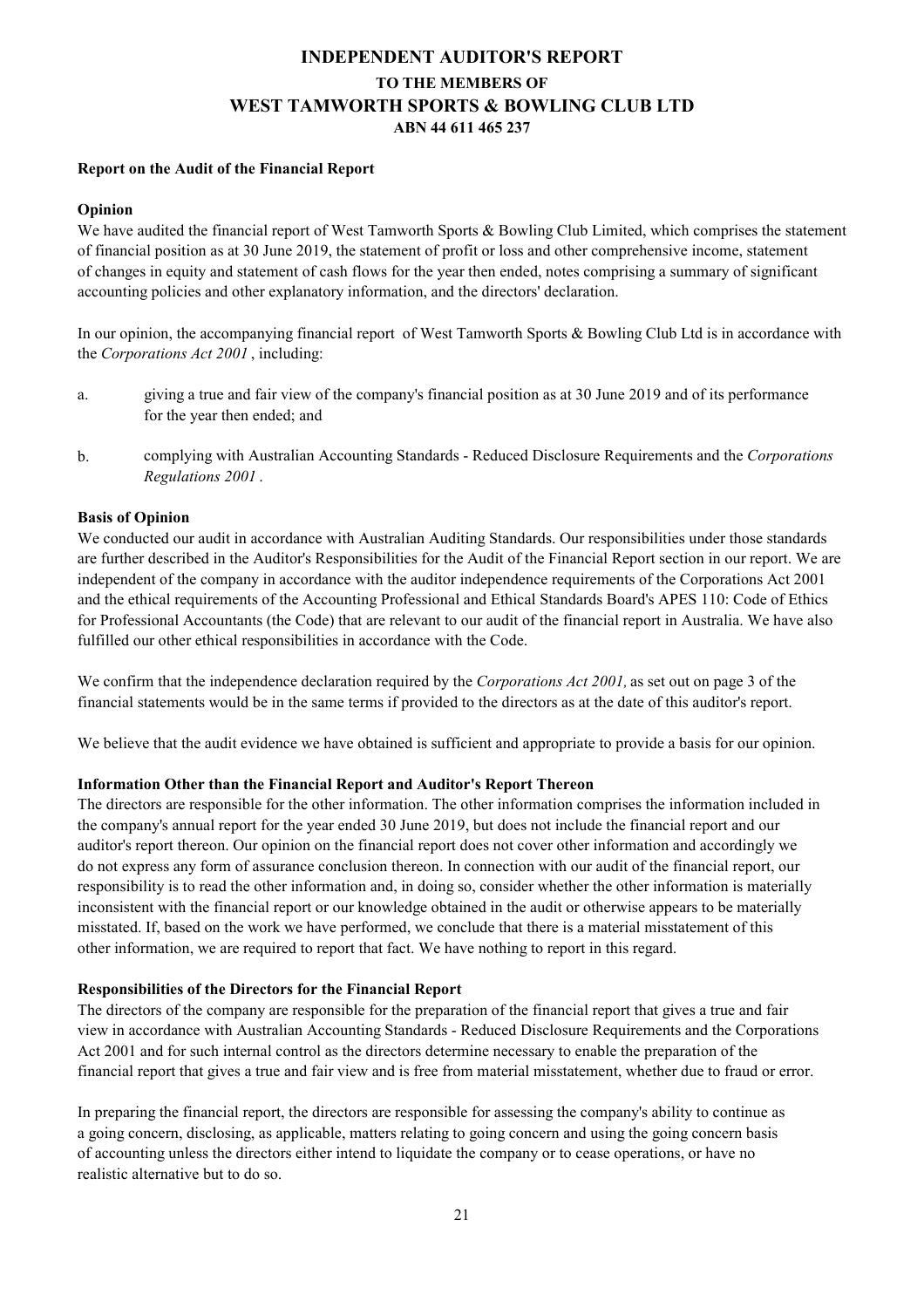# INDEPENDENT AUDITOR'S REPORT
## TO THE MEMBERS OF
## WEST TAMWORTH SPORTS & BOWLING CLUB LTD
### ABN 44 611 465 237

**Report on the Audit of the Financial Report**

**Opinion**

We have audited the financial report of West Tamworth Sports & Bowling Club Limited, which comprises the statement of financial position as at 30 June 2019, the statement of profit or loss and other comprehensive income, statement of changes in equity and statement of cash flows for the year then ended, notes comprising a summary of significant accounting policies and other explanatory information, and the directors' declaration.

In our opinion, the accompanying financial report of West Tamworth Sports & Bowling Club Ltd is in accordance with the *Corporations Act 2001* , including:

a. giving a true and fair view of the company's financial position as at 30 June 2019 and of its performance for the year then ended; and

b. complying with Australian Accounting Standards - Reduced Disclosure Requirements and the *Corporations Regulations 2001* .

**Basis of Opinion**

We conducted our audit in accordance with Australian Auditing Standards. Our responsibilities under those standards are further described in the Auditor's Responsibilities for the Audit of the Financial Report section in our report. We are independent of the company in accordance with the auditor independence requirements of the Corporations Act 2001 and the ethical requirements of the Accounting Professional and Ethical Standards Board's APES 110: Code of Ethics for Professional Accountants (the Code) that are relevant to our audit of the financial report in Australia. We have also fulfilled our other ethical responsibilities in accordance with the Code.

We confirm that the independence declaration required by the *Corporations Act 2001,* as set out on page 3 of the financial statements would be in the same terms if provided to the directors as at the date of this auditor's report.

We believe that the audit evidence we have obtained is sufficient and appropriate to provide a basis for our opinion.

**Information Other than the Financial Report and Auditor's Report Thereon**

The directors are responsible for the other information. The other information comprises the information included in the company's annual report for the year ended 30 June 2019, but does not include the financial report and our auditor's report thereon. Our opinion on the financial report does not cover other information and accordingly we do not express any form of assurance conclusion thereon. In connection with our audit of the financial report, our responsibility is to read the other information and, in doing so, consider whether the other information is materially inconsistent with the financial report or our knowledge obtained in the audit or otherwise appears to be materially misstated. If, based on the work we have performed, we conclude that there is a material misstatement of this other information, we are required to report that fact. We have nothing to report in this regard.

**Responsibilities of the Directors for the Financial Report**

The directors of the company are responsible for the preparation of the financial report that gives a true and fair view in accordance with Australian Accounting Standards - Reduced Disclosure Requirements and the Corporations Act 2001 and for such internal control as the directors determine necessary to enable the preparation of the financial report that gives a true and fair view and is free from material misstatement, whether due to fraud or error.

In preparing the financial report, the directors are responsible for assessing the company's ability to continue as a going concern, disclosing, as applicable, matters relating to going concern and using the going concern basis of accounting unless the directors either intend to liquidate the company or to cease operations, or have no realistic alternative but to do so.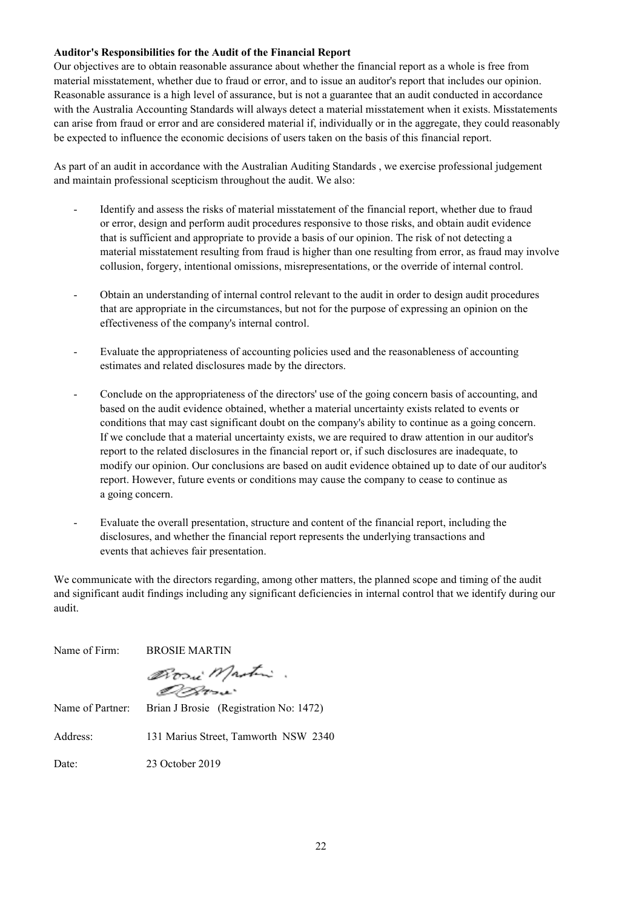**Auditor's Responsibilities for the Audit of the Financial Report**

Our objectives are to obtain reasonable assurance about whether the financial report as a whole is free from material misstatement, whether due to fraud or error, and to issue an auditor's report that includes our opinion. Reasonable assurance is a high level of assurance, but is not a guarantee that an audit conducted in accordance with the Australia Accounting Standards will always detect a material misstatement when it exists. Misstatements can arise from fraud or error and are considered material if, individually or in the aggregate, they could reasonably be expected to influence the economic decisions of users taken on the basis of this financial report.

As part of an audit in accordance with the Australian Auditing Standards , we exercise professional judgement and maintain professional scepticism throughout the audit. We also:

- Identify and assess the risks of material misstatement of the financial report, whether due to fraud or error, design and perform audit procedures responsive to those risks, and obtain audit evidence that is sufficient and appropriate to provide a basis of our opinion. The risk of not detecting a material misstatement resulting from fraud is higher than one resulting from error, as fraud may involve collusion, forgery, intentional omissions, misrepresentations, or the override of internal control.

- Obtain an understanding of internal control relevant to the audit in order to design audit procedures that are appropriate in the circumstances, but not for the purpose of expressing an opinion on the effectiveness of the company's internal control.

- Evaluate the appropriateness of accounting policies used and the reasonableness of accounting estimates and related disclosures made by the directors.

- Conclude on the appropriateness of the directors' use of the going concern basis of accounting, and based on the audit evidence obtained, whether a material uncertainty exists related to events or conditions that may cast significant doubt on the company's ability to continue as a going concern. If we conclude that a material uncertainty exists, we are required to draw attention in our auditor's report to the related disclosures in the financial report or, if such disclosures are inadequate, to modify our opinion. Our conclusions are based on audit evidence obtained up to date of our auditor's report. However, future events or conditions may cause the company to cease to continue as a going concern.

- Evaluate the overall presentation, structure and content of the financial report, including the disclosures, and whether the financial report represents the underlying transactions and events that achieves fair presentation.

We communicate with the directors regarding, among other matters, the planned scope and timing of the audit and significant audit findings including any significant deficiencies in internal control that we identify during our audit.

Name of Firm: BROSIE MARTIN

Name of Partner: Brian J Brosie (Registration No: 1472)

Address: 131 Marius Street, Tamworth NSW 2340

Date: 23 October 2019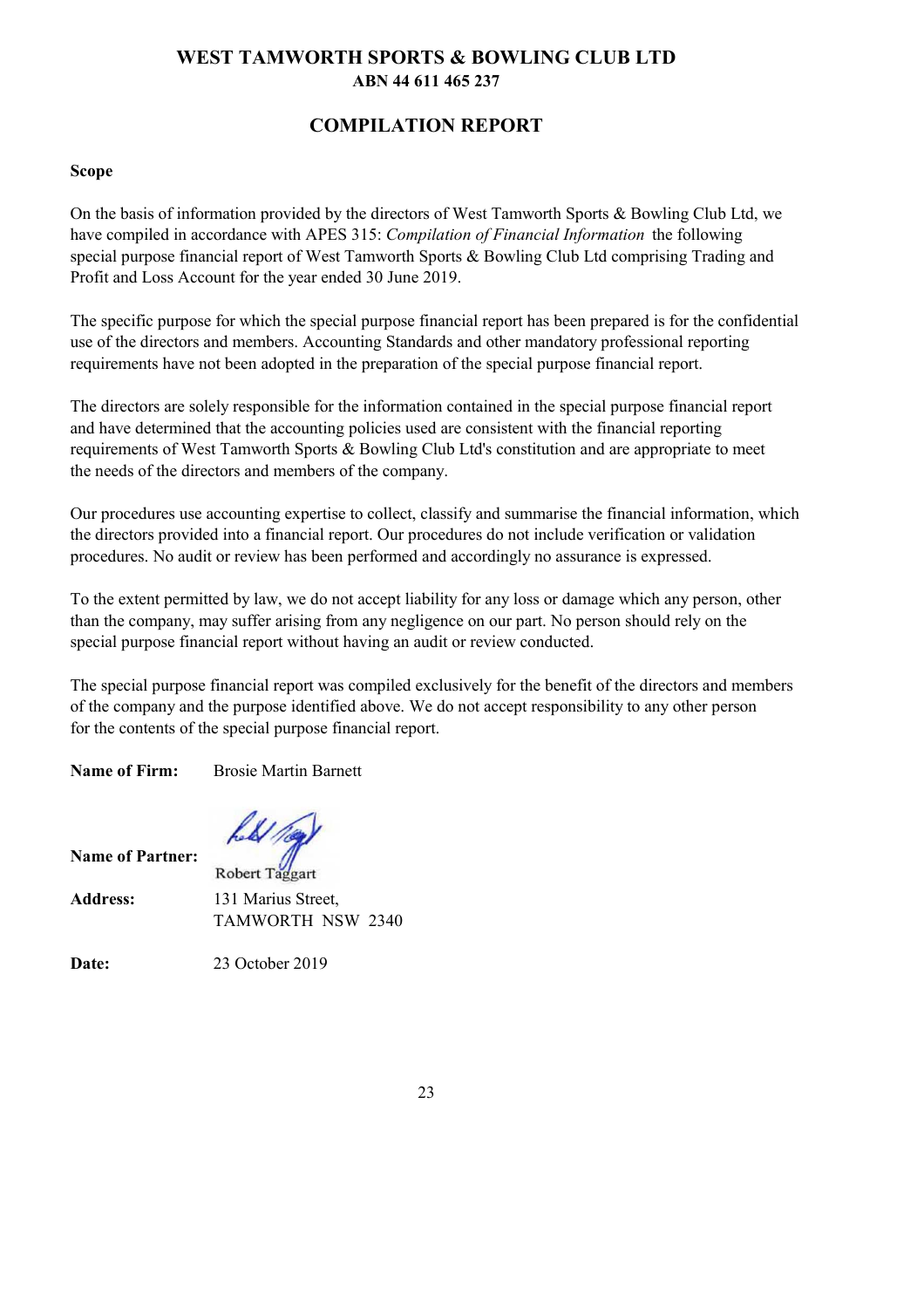# WEST TAMWORTH SPORTS & BOWLING CLUB LTD
**ABN 44 611 465 237**

## COMPILATION REPORT

**Scope**

On the basis of information provided by the directors of West Tamworth Sports & Bowling Club Ltd, we have compiled in accordance with APES 315: *Compilation of Financial Information* the following special purpose financial report of West Tamworth Sports & Bowling Club Ltd comprising Trading and Profit and Loss Account for the year ended 30 June 2019.

The specific purpose for which the special purpose financial report has been prepared is for the confidential use of the directors and members. Accounting Standards and other mandatory professional reporting requirements have not been adopted in the preparation of the special purpose financial report.

The directors are solely responsible for the information contained in the special purpose financial report and have determined that the accounting policies used are consistent with the financial reporting requirements of West Tamworth Sports & Bowling Club Ltd's constitution and are appropriate to meet the needs of the directors and members of the company.

Our procedures use accounting expertise to collect, classify and summarise the financial information, which the directors provided into a financial report. Our procedures do not include verification or validation procedures. No audit or review has been performed and accordingly no assurance is expressed.

To the extent permitted by law, we do not accept liability for any loss or damage which any person, other than the company, may suffer arising from any negligence on our part. No person should rely on the special purpose financial report without having an audit or review conducted.

The special purpose financial report was compiled exclusively for the benefit of the directors and members of the company and the purpose identified above. We do not accept responsibility to any other person for the contents of the special purpose financial report.

**Name of Firm:** Brosie Martin Barnett

**Name of Partner:** Robert Taggart

**Address:** 131 Marius Street,
TAMWORTH NSW 2340

**Date:** 23 October 2019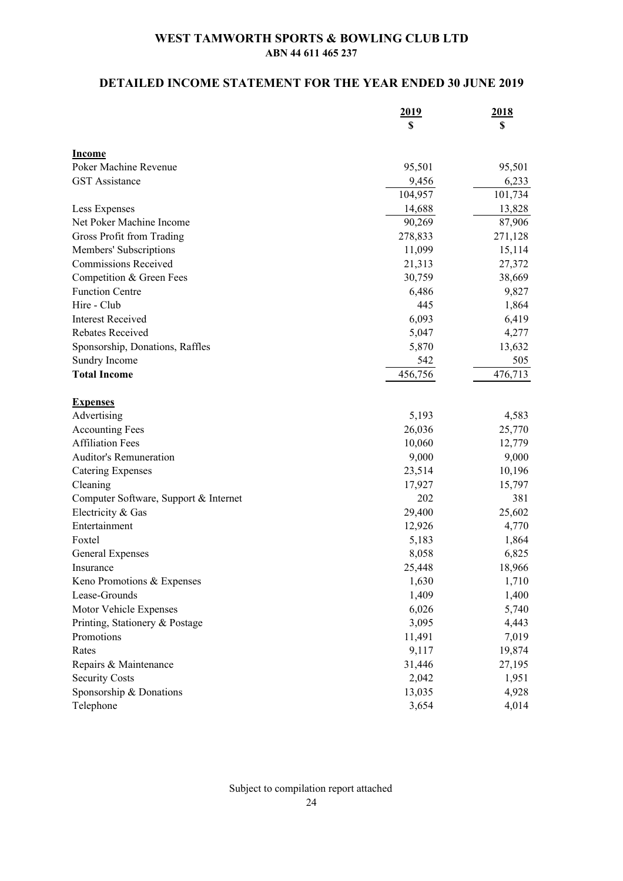# WEST TAMWORTH SPORTS & BOWLING CLUB LTD
**ABN 44 611 465 237**

## DETAILED INCOME STATEMENT FOR THE YEAR ENDED 30 JUNE 2019

| | 2019<br>$ | 2018<br>$ |
|---|---|---|
| **Income** | | |
| Poker Machine Revenue | 95,501 | 95,501 |
| GST Assistance | 9,456 | 6,233 |
| | 104,957 | 101,734 |
| Less Expenses | 14,688 | 13,828 |
| Net Poker Machine Income | 90,269 | 87,906 |
| Gross Profit from Trading | 278,833 | 271,128 |
| Members' Subscriptions | 11,099 | 15,114 |
| Commissions Received | 21,313 | 27,372 |
| Competition & Green Fees | 30,759 | 38,669 |
| Function Centre | 6,486 | 9,827 |
| Hire - Club | 445 | 1,864 |
| Interest Received | 6,093 | 6,419 |
| Rebates Received | 5,047 | 4,277 |
| Sponsorship, Donations, Raffles | 5,870 | 13,632 |
| Sundry Income | 542 | 505 |
| **Total Income** | 456,756 | 476,713 |
| **Expenses** | | |
| Advertising | 5,193 | 4,583 |
| Accounting Fees | 26,036 | 25,770 |
| Affiliation Fees | 10,060 | 12,779 |
| Auditor's Remuneration | 9,000 | 9,000 |
| Catering Expenses | 23,514 | 10,196 |
| Cleaning | 17,927 | 15,797 |
| Computer Software, Support & Internet | 202 | 381 |
| Electricity & Gas | 29,400 | 25,602 |
| Entertainment | 12,926 | 4,770 |
| Foxtel | 5,183 | 1,864 |
| General Expenses | 8,058 | 6,825 |
| Insurance | 25,448 | 18,966 |
| Keno Promotions & Expenses | 1,630 | 1,710 |
| Lease-Grounds | 1,409 | 1,400 |
| Motor Vehicle Expenses | 6,026 | 5,740 |
| Printing, Stationery & Postage | 3,095 | 4,443 |
| Promotions | 11,491 | 7,019 |
| Rates | 9,117 | 19,874 |
| Repairs & Maintenance | 31,446 | 27,195 |
| Security Costs | 2,042 | 1,951 |
| Sponsorship & Donations | 13,035 | 4,928 |
| Telephone | 3,654 | 4,014 |

Subject to compilation report attached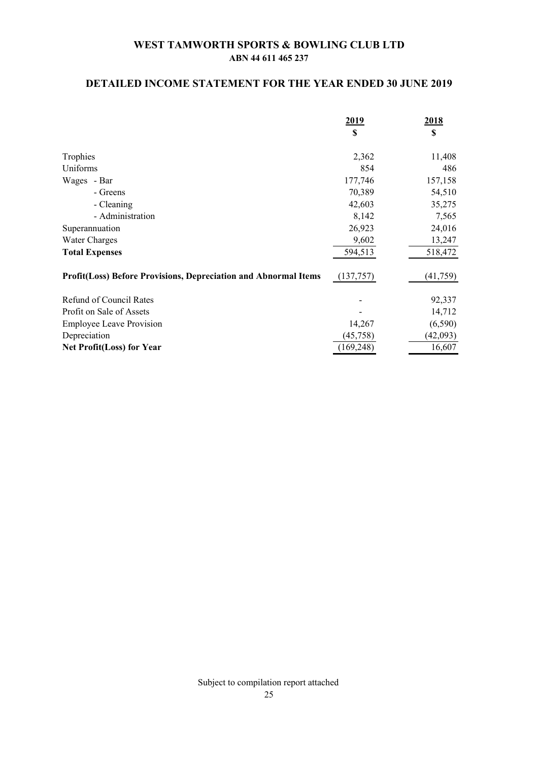# WEST TAMWORTH SPORTS & BOWLING CLUB LTD

**ABN 44 611 465 237**

## DETAILED INCOME STATEMENT FOR THE YEAR ENDED 30 JUNE 2019

| | 2019 | 2018 |
|---|---|---|
| | $ | $ |
| Trophies | 2,362 | 11,408 |
| Uniforms | 854 | 486 |
| Wages - Bar | 177,746 | 157,158 |
| - Greens | 70,389 | 54,510 |
| - Cleaning | 42,603 | 35,275 |
| - Administration | 8,142 | 7,565 |
| Superannuation | 26,923 | 24,016 |
| Water Charges | 9,602 | 13,247 |
| **Total Expenses** | 594,513 | 518,472 |
| **Profit(Loss) Before Provisions, Depreciation and Abnormal Items** | (137,757) | (41,759) |
| Refund of Council Rates | - | 92,337 |
| Profit on Sale of Assets | - | 14,712 |
| Employee Leave Provision | 14,267 | (6,590) |
| Depreciation | (45,758) | (42,093) |
| **Net Profit(Loss) for Year** | (169,248) | 16,607 |

Subject to compilation report attached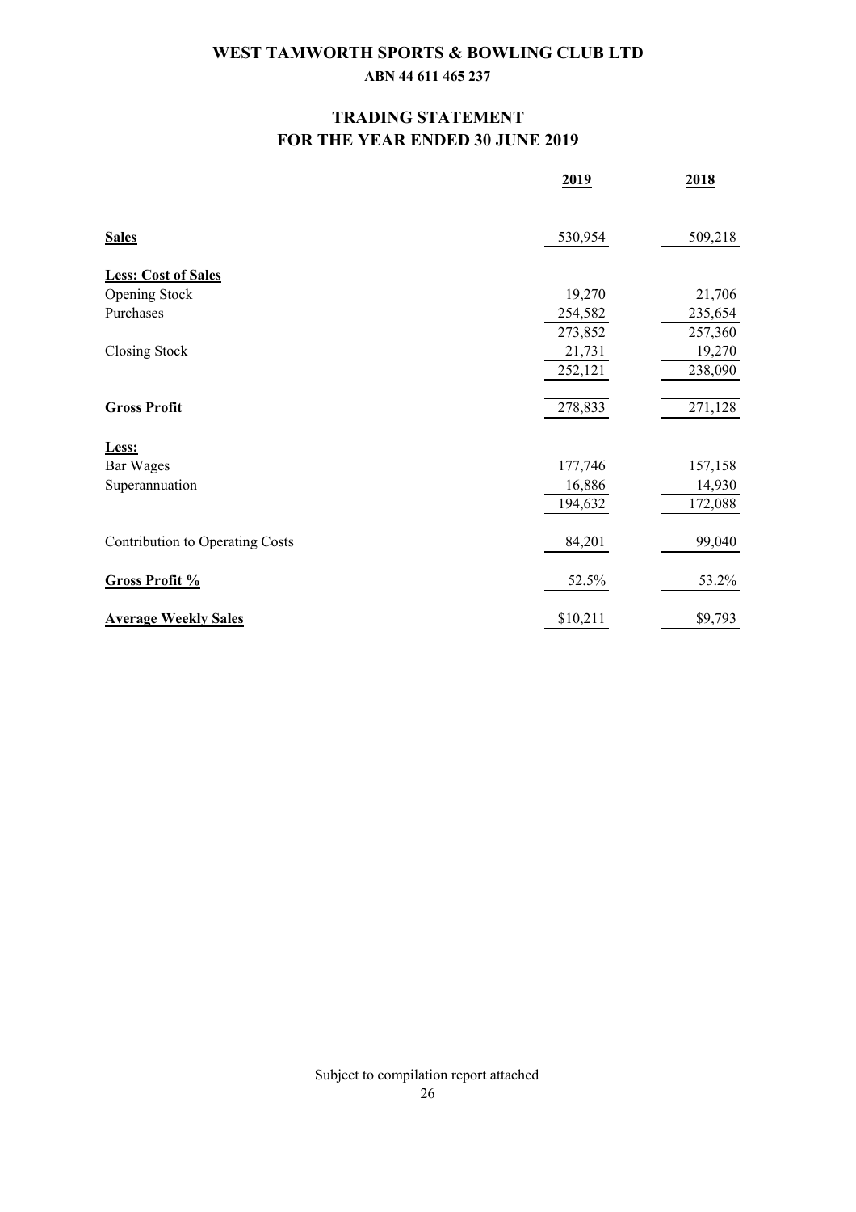# WEST TAMWORTH SPORTS & BOWLING CLUB LTD

**ABN 44 611 465 237**

## TRADING STATEMENT
## FOR THE YEAR ENDED 30 JUNE 2019

| | 2019 | 2018 |
|---|---|---|
| **Sales** | 530,954 | 509,218 |
| **Less: Cost of Sales** | | |
| Opening Stock | 19,270 | 21,706 |
| Purchases | 254,582 | 235,654 |
| | 273,852 | 257,360 |
| Closing Stock | 21,731 | 19,270 |
| | 252,121 | 238,090 |
| **Gross Profit** | 278,833 | 271,128 |
| **Less:** | | |
| Bar Wages | 177,746 | 157,158 |
| Superannuation | 16,886 | 14,930 |
| | 194,632 | 172,088 |
| Contribution to Operating Costs | 84,201 | 99,040 |
| **Gross Profit %** | 52.5% | 53.2% |
| **Average Weekly Sales** | $10,211 | $9,793 |

Subject to compilation report attached